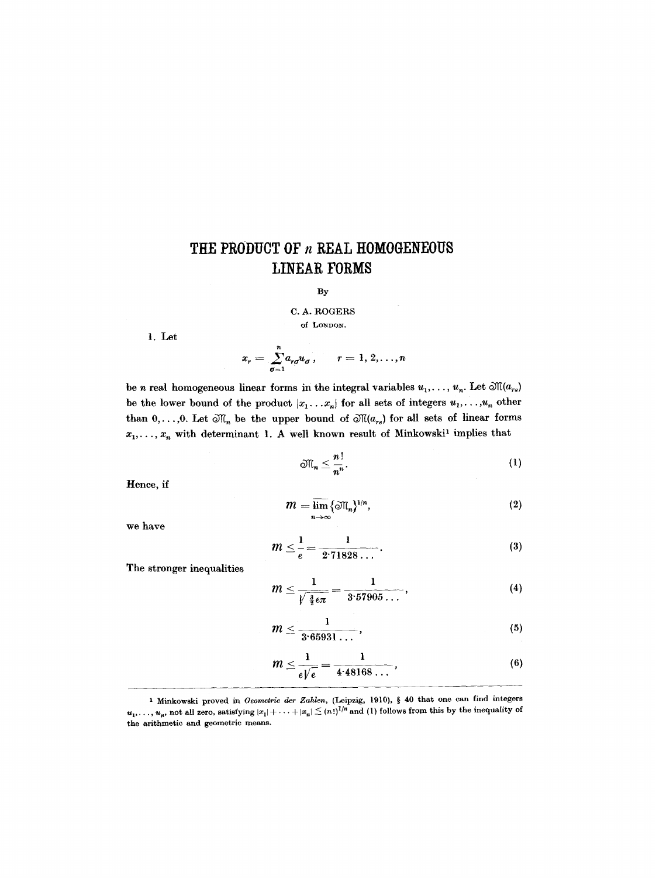# THE PRODUCT OF $n$ REAL HOMOGENEOUS LINEAR FORMS

By

C. A. ROGERS

of LONDON.

1. Let

$$x_r = \sum_{\sigma=1}^{n} a_{r\sigma} u_\sigma , \qquad r = 1, 2, \ldots, n$$

be $n$ real homogeneous linear forms in the integral variables $u_1, \ldots, u_n$. Let $\mathfrak{M}(a_{rs})$ be the lower bound of the product $|x_1 \ldots x_n|$ for all sets of integers $u_1, \ldots, u_n$ other than $0, \ldots, 0$. Let $\mathfrak{M}_n$ be the upper bound of $\mathfrak{M}(a_{rs})$ for all sets of linear forms $x_1, \ldots, x_n$ with determinant 1. A well known result of Minkowski[1] implies that

$$\mathfrak{M}_n \leq \frac{n!}{n^n}. \tag{1}$$

Hence, if

$$m = \overline{\lim_{n\to\infty}} \{\mathfrak{M}_n\}^{1/n}, \tag{2}$$

we have

$$m \leq \frac{1}{e} = \frac{1}{2{\cdot}71828\ldots}. \tag{3}$$

The stronger inequalities

$$m \leq \frac{1}{\sqrt{\frac{3}{2} e\pi}} = \frac{1}{3{\cdot}57905\ldots}, \tag{4}$$

$$m \leq \frac{1}{3{\cdot}65931\ldots}, \tag{5}$$

$$m \leq \frac{1}{e\sqrt{e}} = \frac{1}{4{\cdot}48168\ldots}, \tag{6}$$

---

[1] Minkowski proved in *Geometrie der Zahlen*, (Leipzig, 1910), § 40 that one can find integers $u_1, \ldots, u_n$, not all zero, satisfying $|x_1| + \cdots + |x_n| \leq (n!)^{1/n}$ and (1) follows from this by the inequality of the arithmetic and geometric means.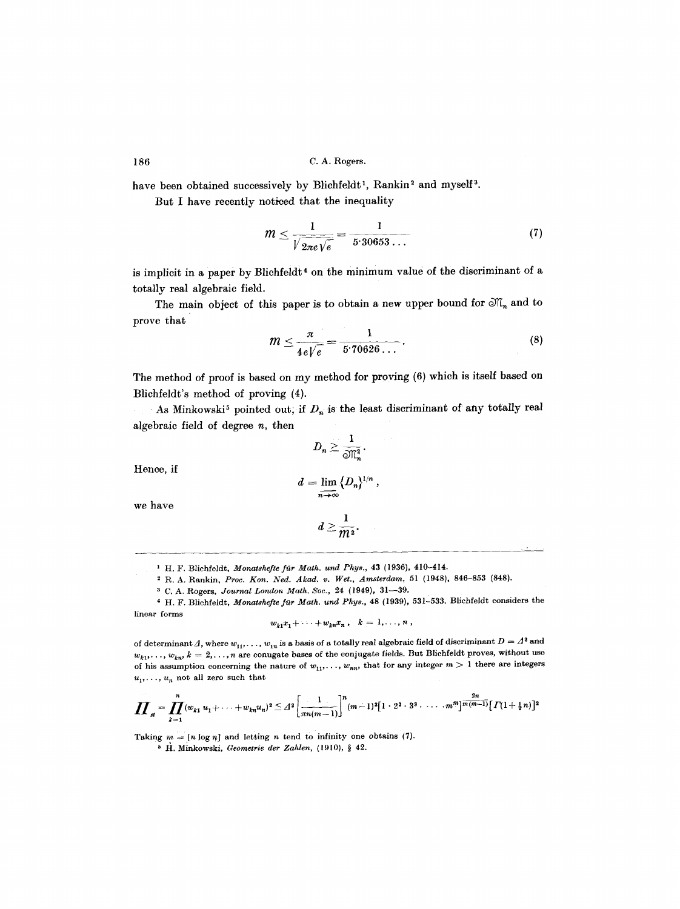have been obtained successively by Blichfeldt[1], Rankin[2] and myself[3].

But I have recently noticed that the inequality

$$\mathfrak{M} \leq \frac{1}{\sqrt{2\pi e\sqrt{e}}} = \frac{1}{5{\cdot}30653\ldots} \tag{7}$$

is implicit in a paper by Blichfeldt[4] on the minimum value of the discriminant of a totally real algebraic field.

The main object of this paper is to obtain a new upper bound for $\mathfrak{M}_n$ and to prove that

$$\mathfrak{M} \leq \frac{\pi}{4e\sqrt{e}} = \frac{1}{5{\cdot}70626\ldots}. \tag{8}$$

The method of proof is based on my method for proving (6) which is itself based on Blichfeldt's method of proving (4).

As Minkowski[5] pointed out, if $D_n$ is the least discriminant of any totally real algebraic field of degree $n$, then

$$D_n \geq \frac{1}{\mathfrak{M}_n^2}.$$

Hence, if

$$d = \varliminf_{n\to\infty} \{D_n\}^{1/n},$$

we have

$$d \geq \frac{1}{\mathfrak{M}^2}.$$

---

[1] H. F. Blichfeldt, *Monatshefte für Math. und Phys.*, 43 (1936), 410–414.

[2] R. A. Rankin, *Proc. Kon. Ned. Akad. v. Wet., Amsterdam*, 51 (1948), 846–853 (848).

[3] C. A. Rogers, *Journal London Math. Soc.*, 24 (1949), 31—39.

[4] H. F. Blichfeldt, *Monatshefte für Math. und Phys.*, 48 (1939), 531–533. Blichfeldt considers the linear forms

$$w_{k1}x_1 + \cdots + w_{kn}x_n, \quad k = 1, \ldots, n,$$

of determinant $\Delta$, where $w_{11}, \ldots, w_{1n}$ is a basis of a totally real algebraic field of discriminant $D = \Delta^2$ and $w_{k1}, \ldots, w_{kn}$, $k = 2, \ldots, n$ are conugate bases of the conjugate fields. But Blichfeldt proves, without use of his assumption concerning the nature of $w_{11}, \ldots, w_{nn}$, that for any integer $m > 1$ there are integers $u_1, \ldots, u_n$ not all zero such that

$$\Pi_{st} = \prod_{k=1}^{n}(w_{k1}u_1 + \cdots + w_{kn}u_n)^2 \leq \Delta^2 \left[\frac{1}{\pi n(m-1)}\right]^n (m-1)^2 [1 \cdot 2^2 \cdot 3^3 \cdot \ldots \cdot m^m]^{\frac{2n}{m(m-1)}} [\Gamma(1+\tfrac{1}{2}n)]^2$$

Taking $m = [n \log n]$ and letting $n$ tend to infinity one obtains (7).

[5] H. Minkowski, *Geometrie der Zahlen*, (1910), § 42.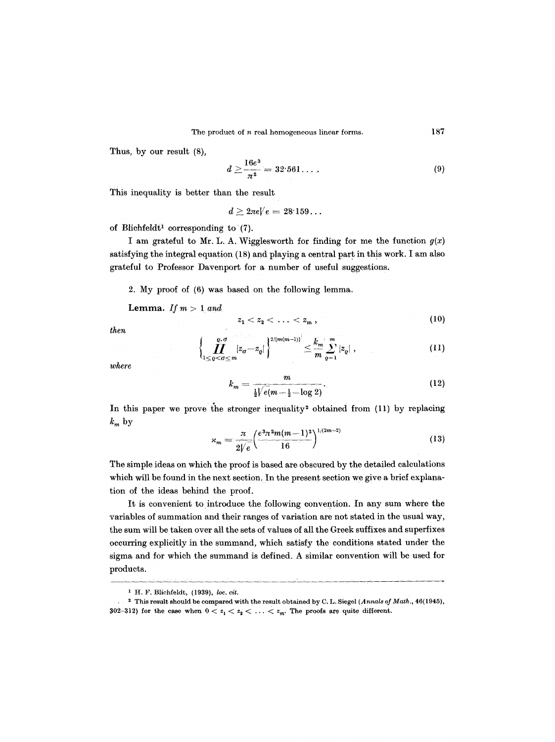Thus, by our result (8),

$$d \geq \frac{16e^3}{\pi^2} = 32{\cdot}561\ldots. \tag{9}$$

This inequality is better than the result

$$d \geq 2\pi e\sqrt{e} = 28{\cdot}159\ldots$$

of Blichfeldt[1] corresponding to (7).

I am grateful to Mr. L. A. Wigglesworth for finding for me the function $g(x)$ satisfying the integral equation (18) and playing a central part in this work. I am also grateful to Professor Davenport for a number of useful suggestions.

2. My proof of (6) was based on the following lemma.

**Lemma.** *If* $m > 1$ *and*

$$z_1 < z_2 < \ldots < z_m, \tag{10}$$

*then*

$$\left\{ \prod_{1 \leq \varrho < \sigma \leq m}^{\varrho, \sigma} |z_\sigma - z_\varrho| \right\}^{2/\{m(m-1)\}} \leq \frac{k_m}{m} \sum_{\varrho=1}^{m} |z_\varrho|, \tag{11}$$

*where*

$$k_m = \frac{m}{\frac{1}{2}\sqrt{e}(m - \frac{1}{2} - \log 2)}. \tag{12}$$

In this paper we prove the stronger inequality[2] obtained from (11) by replacing $k_m$ by

$$\varkappa_m = \frac{\pi}{2\sqrt{e}} \left( \frac{e^3 \pi^2 m(m-1)^2}{16} \right)^{1/(2m-2)} \tag{13}$$

The simple ideas on which the proof is based are obscured by the detailed calculations which will be found in the next section. In the present section we give a brief explanation of the ideas behind the proof.

It is convenient to introduce the following convention. In any sum where the variables of summation and their ranges of variation are not stated in the usual way, the sum will be taken over all the sets of values of all the Greek suffixes and superfixes occurring explicitly in the summand, which satisfy the conditions stated under the sigma and for which the summand is defined. A similar convention will be used for products.

---

[1] H. F. Blichfeldt, (1939), *loc. cit.*

[2] This result should be compared with the result obtained by C. L. Siegel (*Annals of Math.*, 46(1945), 302–312) for the case when $0 < z_1 < z_2 < \ldots < z_m$. The proofs are quite different.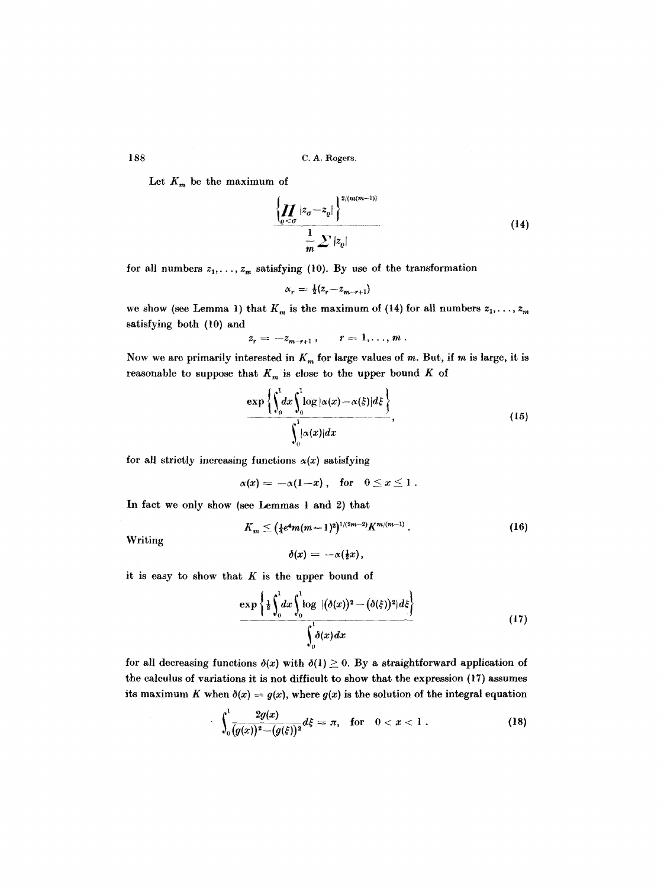Let $K_m$ be the maximum of

$$\frac{\left\{\prod_{\varrho<\sigma} |z_\sigma - z_\varrho|\right\}^{2/(m(m-1))}}{\frac{1}{m}\sum |z_\varrho|} \tag{14}$$

for all numbers $z_1, \ldots, z_m$ satisfying (10). By use of the transformation

$$\alpha_r = \tfrac{1}{2}(z_r - z_{m-r+1})$$

we show (see Lemma 1) that $K_m$ is the maximum of (14) for all numbers $z_1, \ldots, z_m$ satisfying both (10) and

$$z_r = -z_{m-r+1}, \qquad r = 1, \ldots, m.$$

Now we are primarily interested in $K_m$ for large values of $m$. But, if $m$ is large, it is reasonable to suppose that $K_m$ is close to the upper bound $K$ of

$$\frac{\exp\left\{\int_0^1 dx \int_0^1 \log|\alpha(x) - \alpha(\xi)| d\xi\right\}}{\int_0^1 |\alpha(x)| dx}, \tag{15}$$

for all strictly increasing functions $\alpha(x)$ satisfying

$$\alpha(x) = -\alpha(1-x), \quad \text{for} \quad 0 \le x \le 1.$$

In fact we only show (see Lemmas 1 and 2) that

$$K_m \le \left(\tfrac{1}{4}e^4 m(m-1)^2\right)^{1/(2m-2)} K^{m/(m-1)}. \tag{16}$$

Writing

$$\delta(x) = -\alpha(\tfrac{1}{2}x),$$

it is easy to show that $K$ is the upper bound of

$$\frac{\exp\left\{\frac{1}{2}\int_0^1 dx \int_0^1 \log\left|(\delta(x))^2 - (\delta(\xi))^2\right| d\xi\right\}}{\int_0^1 \delta(x) dx} \tag{17}$$

for all decreasing functions $\delta(x)$ with $\delta(1) \ge 0$. By a straightforward application of the calculus of variations it is not difficult to show that the expression (17) assumes its maximum $K$ when $\delta(x) = g(x)$, where $g(x)$ is the solution of the integral equation

$$\int_0^1 \frac{2g(x)}{(g(x))^2 - (g(\xi))^2} d\xi = \pi, \quad \text{for} \quad 0 < x < 1. \tag{18}$$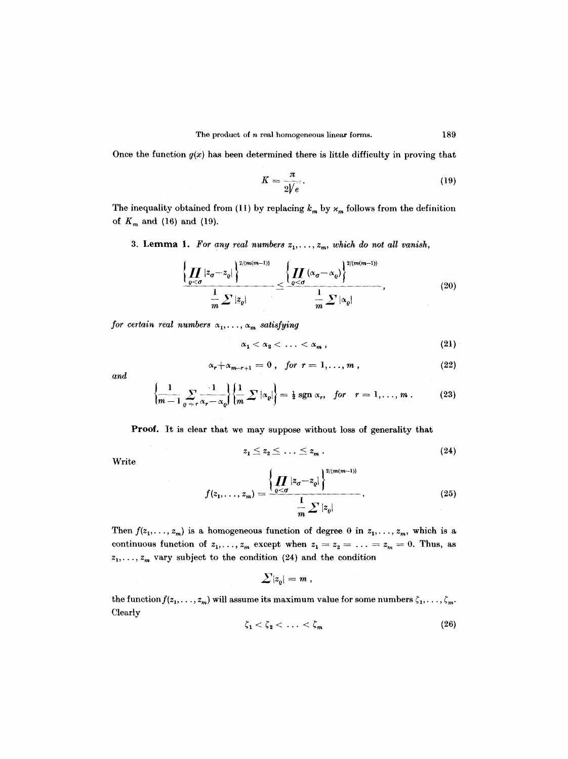Once the function $g(x)$ has been determined there is little difficulty in proving that

$$K = \frac{\pi}{2\sqrt{e}}. \tag{19}$$

The inequality obtained from (11) by replacing $k_m$ by $\varkappa_m$ follows from the definition of $K_m$ and (16) and (19).

3. **Lemma 1.** *For any real numbers $z_1, \ldots, z_m$, which do not all vanish,*

$$\frac{\left\{\prod\limits_{\varrho<\sigma} |z_\sigma - z_\varrho|\right\}^{2/\{m(m-1)\}}}{\frac{1}{m}\sum |z_\varrho|} \leq \frac{\left\{\prod\limits_{\varrho<\sigma} (\alpha_\sigma - \alpha_\varrho)\right\}^{2/\{m(m-1)\}}}{\frac{1}{m}\sum |\alpha_\varrho|}, \tag{20}$$

*for certain real numbers $\alpha_1, \ldots, \alpha_m$ satisfying*

$$\alpha_1 < \alpha_2 < \ldots < \alpha_m, \tag{21}$$

$$\alpha_r + \alpha_{m-r+1} = 0, \quad \textit{for } r = 1, \ldots, m, \tag{22}$$

*and*

$$\left\{\frac{1}{m-1}\sum_{\varrho \neq r} \frac{1}{\alpha_r - \alpha_\varrho}\right\}\left\{\frac{1}{m}\sum |\alpha_\varrho|\right\} = \tfrac{1}{2}\operatorname{sgn} \alpha_r, \quad \textit{for} \quad r = 1, \ldots, m. \tag{23}$$

**Proof.** It is clear that we may suppose without loss of generality that

$$z_1 \leq z_2 \leq \ldots \leq z_m. \tag{24}$$

Write

$$f(z_1, \ldots, z_m) = \frac{\left\{\prod\limits_{\varrho<\sigma} |z_\sigma - z_\varrho|\right\}^{2/\{m(m-1)\}}}{\frac{1}{m}\sum |z_\varrho|}. \tag{25}$$

Then $f(z_1, \ldots, z_m)$ is a homogeneous function of degree 0 in $z_1, \ldots, z_m$, which is a continuous function of $z_1, \ldots, z_m$ except when $z_1 = z_2 = \ldots = z_m = 0$. Thus, as $z_1, \ldots, z_m$ vary subject to the condition (24) and the condition

$$\sum |z_\varrho| = m,$$

the function $f(z_1, \ldots, z_m)$ will assume its maximum value for some numbers $\zeta_1, \ldots, \zeta_m$. Clearly

$$\zeta_1 < \zeta_2 < \ldots < \zeta_m \tag{26}$$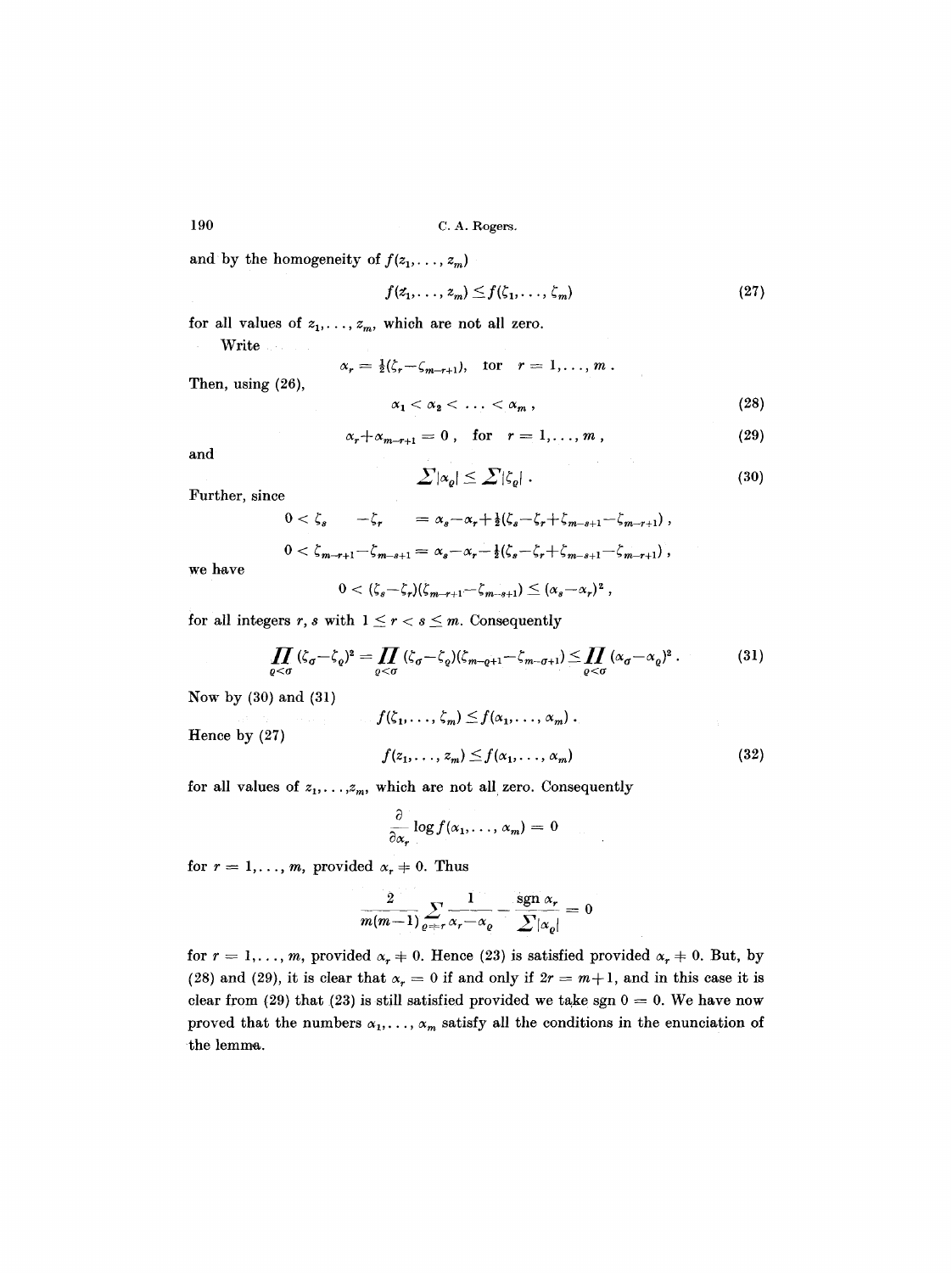and by the homogeneity of $f(z_1, \ldots, z_m)$

$$f(z_1, \ldots, z_m) \leq f(\zeta_1, \ldots, \zeta_m) \tag{27}$$

for all values of $z_1, \ldots, z_m$, which are not all zero.

Write

$$\alpha_r = \tfrac{1}{2}(\zeta_r - \zeta_{m-r+1}), \quad \text{for} \quad r = 1, \ldots, m\,.$$

Then, using (26),

$$\alpha_1 < \alpha_2 < \ldots < \alpha_m\,, \tag{28}$$

$$\alpha_r + \alpha_{m-r+1} = 0\,, \quad \text{for} \quad r = 1, \ldots, m\,, \tag{29}$$

and

$$\sum |\alpha_\varrho| \leq \sum |\zeta_\varrho|\,. \tag{30}$$

Further, since

$$0 < \zeta_s \quad\; - \zeta_r \quad\; = \alpha_s - \alpha_r + \tfrac{1}{2}(\zeta_s - \zeta_r + \zeta_{m-s+1} - \zeta_{m-r+1})\,,$$

$$0 < \zeta_{m-r+1} - \zeta_{m-s+1} = \alpha_s - \alpha_r - \tfrac{1}{2}(\zeta_s - \zeta_r + \zeta_{m-s+1} - \zeta_{m-r+1})\,,$$

we have

$$0 < (\zeta_s - \zeta_r)(\zeta_{m-r+1} - \zeta_{m-s+1}) \leq (\alpha_s - \alpha_r)^2\,,$$

for all integers $r, s$ with $1 \leq r < s \leq m$. Consequently

$$\prod_{\varrho<\sigma} (\zeta_\sigma - \zeta_\varrho)^2 = \prod_{\varrho<\sigma} (\zeta_\sigma - \zeta_\varrho)(\zeta_{m-\varrho+1} - \zeta_{m-\sigma+1}) \leq \prod_{\varrho<\sigma} (\alpha_\sigma - \alpha_\varrho)^2\,. \tag{31}$$

Now by (30) and (31)

$$f(\zeta_1, \ldots, \zeta_m) \leq f(\alpha_1, \ldots, \alpha_m)\,.$$

Hence by (27)

$$f(z_1, \ldots, z_m) \leq f(\alpha_1, \ldots, \alpha_m) \tag{32}$$

for all values of $z_1, \ldots, z_m$, which are not all zero. Consequently

$$\frac{\partial}{\partial \alpha_r} \log f(\alpha_1, \ldots, \alpha_m) = 0$$

for $r = 1, \ldots, m$, provided $\alpha_r \neq 0$. Thus

$$\frac{2}{m(m-1)} \sum_{\varrho \neq r} \frac{1}{\alpha_r - \alpha_\varrho} - \frac{\operatorname{sgn} \alpha_r}{\sum |\alpha_\varrho|} = 0$$

for $r = 1, \ldots, m$, provided $\alpha_r \neq 0$. Hence (23) is satisfied provided $\alpha_r \neq 0$. But, by (28) and (29), it is clear that $\alpha_r = 0$ if and only if $2r = m+1$, and in this case it is clear from (29) that (23) is still satisfied provided we take $\operatorname{sgn} 0 = 0$. We have now proved that the numbers $\alpha_1, \ldots, \alpha_m$ satisfy all the conditions in the enunciation of the lemma.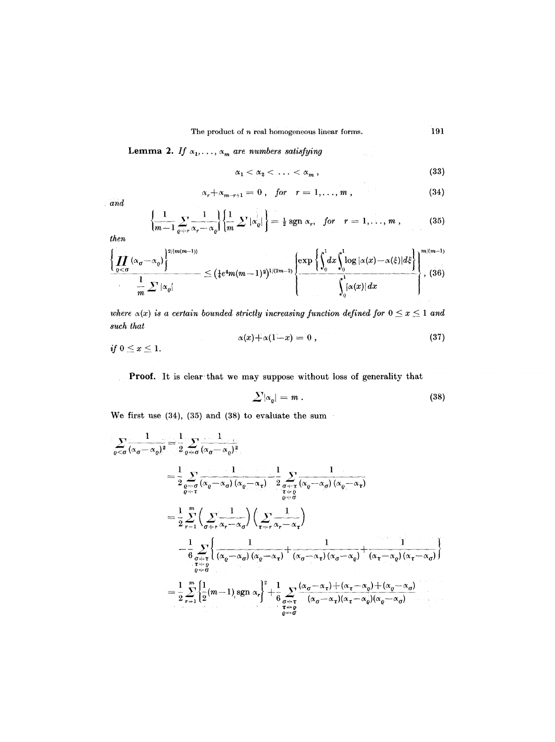**Lemma 2.** *If $\alpha_1, \ldots, \alpha_m$ are numbers satisfying*

$$\alpha_1 < \alpha_2 < \ldots < \alpha_m, \tag{33}$$

$$\alpha_r + \alpha_{m-r+1} = 0, \quad \text{for} \quad r = 1, \ldots, m, \tag{34}$$

*and*

$$\left\{\frac{1}{m-1} \sum_{\varrho \neq r} \frac{1}{\alpha_r - \alpha_\varrho}\right\} \left\{\frac{1}{m} \sum{}' |\alpha_\varrho|\right\} = \tfrac{1}{2} \operatorname{sgn} \alpha_r, \quad \text{for} \quad r = 1, \ldots, m, \tag{35}$$

*then*

$$\frac{\left\{\prod_{\varrho<\sigma} (\alpha_\sigma - \alpha_\varrho)\right\}^{2/\{m(m-1)\}}}{\frac{1}{m} \sum{}' |\alpha_\varrho|} \leq \left(\tfrac{1}{4} e^4 m(m-1)^2\right)^{1/(2m-2)} \left\{\frac{\exp\left\{\int_0^1 dx \int_0^1 \log |\alpha(x) - \alpha(\xi)| d\xi\right\}}{\int_0^1 |\alpha(x)| dx}\right\}^{m/(m-1)}, \tag{36}$$

*where $\alpha(x)$ is a certain bounded strictly increasing function defined for $0 \leq x \leq 1$ and such that*

$$\alpha(x) + \alpha(1-x) = 0, \tag{37}$$

*if $0 \leq x \leq 1$.*

**Proof.** It is clear that we may suppose without loss of generality that

$$\sum{}' |\alpha_\varrho| = m. \tag{38}$$

We first use (34), (35) and (38) to evaluate the sum

$$\begin{aligned}
\sum_{\varrho<\sigma} \frac{1}{(\alpha_\sigma - \alpha_\varrho)^2} &= \frac{1}{2} \sum_{\varrho \neq \sigma} \frac{1}{(\alpha_\sigma - \alpha_\varrho)^2} \\
&= \frac{1}{2} \sum_{\substack{\varrho \neq \sigma \\ \varrho \neq \tau}} \frac{1}{(\alpha_\varrho - \alpha_\sigma)(\alpha_\varrho - \alpha_\tau)} - \frac{1}{2} \sum_{\substack{\sigma \neq \tau \\ \tau \neq \varrho \\ \varrho \neq \sigma}} \frac{1}{(\alpha_\varrho - \alpha_\sigma)(\alpha_\varrho - \alpha_\tau)} \\
&= \frac{1}{2} \sum_{r=1}^{m} \left(\sum_{\sigma \neq r} \frac{1}{\alpha_r - \alpha_\sigma}\right) \left(\sum_{\tau \neq r} \frac{1}{\alpha_r - \alpha_\tau}\right) \\
&\quad - \frac{1}{6} \sum_{\substack{\sigma \neq \tau \\ \tau \neq \varrho \\ \varrho \neq \sigma}} \left\{\frac{1}{(\alpha_\varrho - \alpha_\sigma)(\alpha_\varrho - \alpha_\tau)} + \frac{1}{(\alpha_\sigma - \alpha_\tau)(\alpha_\sigma - \alpha_\varrho)} + \frac{1}{(\alpha_\tau - \alpha_\varrho)(\alpha_\tau - \alpha_\sigma)}\right\} \\
&= \frac{1}{2} \sum_{r=1}^{m} \left\{\frac{1}{2}(m-1) \operatorname{sgn} \alpha_r\right\}^2 + \frac{1}{6} \sum_{\substack{\sigma \neq \tau \\ \tau \neq \varrho \\ \varrho \neq \sigma}} \frac{(\alpha_\sigma - \alpha_\tau) + (\alpha_\tau - \alpha_\varrho) + (\alpha_\varrho - \alpha_\sigma)}{(\alpha_\sigma - \alpha_\tau)(\alpha_\tau - \alpha_\varrho)(\alpha_\varrho - \alpha_\sigma)}
\end{aligned}$$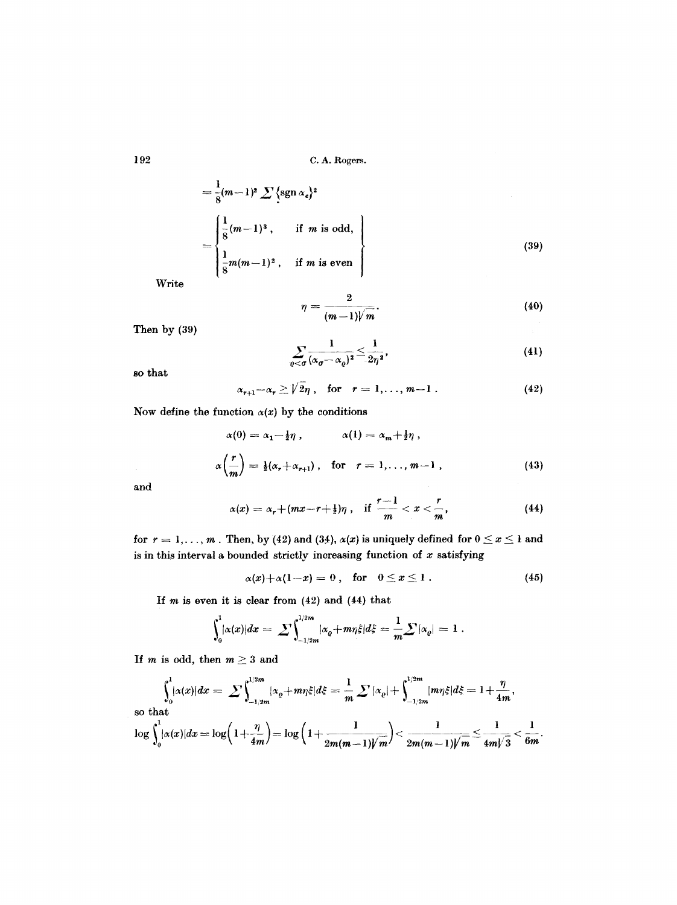$$= \frac{1}{8}(m-1)^2 \sum' \{\operatorname{sgn} \alpha_\varrho\}^2$$

$$= \begin{cases} \frac{1}{8}(m-1)^3, & \text{if } m \text{ is odd}, \\ \frac{1}{8}m(m-1)^2, & \text{if } m \text{ is even} \end{cases} \tag{39}$$

Write

$$\eta = \frac{2}{(m-1)\sqrt{m}}. \tag{40}$$

Then by (39)

$$\sum_{\varrho < \sigma} \frac{1}{(\alpha_\sigma - \alpha_\varrho)^2} \leq \frac{1}{2\eta^2}, \tag{41}$$

so that

$$\alpha_{r+1} - \alpha_r \geq \sqrt{2}\eta, \quad \text{for} \quad r = 1, \ldots, m-1. \tag{42}$$

Now define the function $\alpha(x)$ by the conditions

$$\alpha(0) = \alpha_1 - \tfrac{1}{2}\eta, \qquad \alpha(1) = \alpha_m + \tfrac{1}{2}\eta,$$

$$\alpha\left(\frac{r}{m}\right) = \tfrac{1}{2}(\alpha_r + \alpha_{r+1}), \quad \text{for} \quad r = 1, \ldots, m-1, \tag{43}$$

and

$$\alpha(x) = \alpha_r + (mx - r + \tfrac{1}{2})\eta, \quad \text{if } \frac{r-1}{m} < x < \frac{r}{m}, \tag{44}$$

for $r = 1, \ldots, m$. Then, by (42) and (34), $\alpha(x)$ is uniquely defined for $0 \leq x \leq 1$ and is in this interval a bounded strictly increasing function of $x$ satisfying

$$\alpha(x) + \alpha(1-x) = 0, \quad \text{for} \quad 0 \leq x \leq 1. \tag{45}$$

If $m$ is even it is clear from (42) and (44) that

$$\int_0^1 |\alpha(x)| dx = \sum \int_{-1/2m}^{1/2m} |\alpha_\varrho + m\eta\xi| d\xi = \frac{1}{m} \sum |\alpha_\varrho| = 1.$$

If $m$ is odd, then $m \geq 3$ and

$$\int_0^1 |\alpha(x)| dx = \sum \int_{-1/2m}^{1/2m} |\alpha_\varrho + m\eta\xi| d\xi = \frac{1}{m} \sum |\alpha_\varrho| + \int_{-1/2m}^{1/2m} |m\eta\xi| d\xi = 1 + \frac{\eta}{4m},$$

so that

$$\log \int_0^1 |\alpha(x)| dx = \log\left(1 + \frac{\eta}{4m}\right) = \log\left(1 + \frac{1}{2m(m-1)\sqrt{m}}\right) < \frac{1}{2m(m-1)\sqrt{m}} \leq \frac{1}{4m\sqrt{3}} < \frac{1}{6m}.$$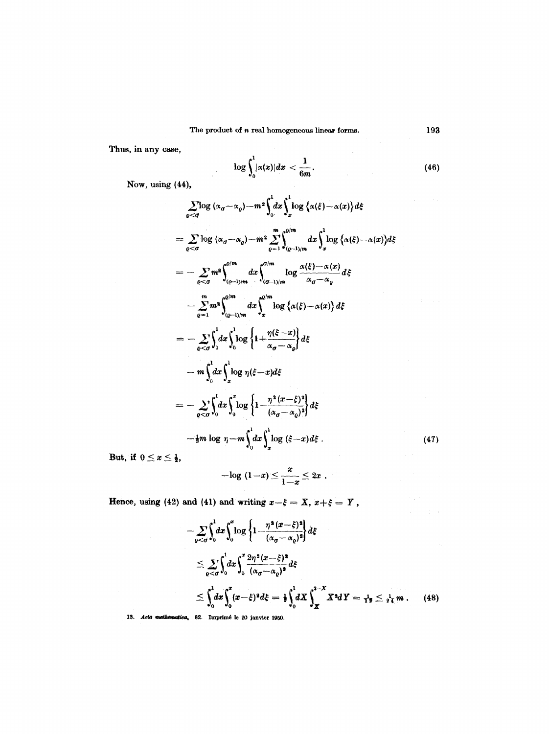Thus, in any case,

$$\log \int_0^1 |\alpha(x)| dx < \frac{1}{6m}. \tag{46}$$

Now, using (44),

$$\begin{aligned}
&\sum_{\varrho<\sigma} \log (\alpha_\sigma - \alpha_\varrho) - m^2 \int_0^1 dx \int_x^1 \log \{\alpha(\xi) - \alpha(x)\} d\xi \\
&= \sum_{\varrho<\sigma} \log (\alpha_\sigma - \alpha_\varrho) - m^2 \sum_{\varrho=1}^{m} \int_{(\varrho-1)/m}^{\varrho/m} dx \int_x^1 \log \{\alpha(\xi) - \alpha(x)\} d\xi \\
&= - \sum_{\varrho<\sigma} m^2 \int_{(\varrho-1)/m}^{\varrho/m} dx \int_{(\sigma-1)/m}^{\sigma/m} \log \frac{\alpha(\xi) - \alpha(x)}{\alpha_\sigma - \alpha_\varrho} d\xi \\
&\quad - \sum_{\varrho=1}^{m} m^2 \int_{(\varrho-1)/m}^{\varrho/m} dx \int_x^{\varrho/m} \log \{\alpha(\xi) - \alpha(x)\} d\xi \\
&= - \sum_{\varrho<\sigma} \int_0^1 dx \int_0^1 \log \left\{1 + \frac{\eta(\xi - x)}{\alpha_\sigma - \alpha_\varrho}\right\} d\xi \\
&\quad - m \int_0^1 dx \int_x^1 \log \eta(\xi - x) d\xi \\
&= - \sum_{\varrho<\sigma} \int_0^1 dx \int_0^x \log \left\{1 - \frac{\eta^2 (x - \xi)^2}{(\alpha_\sigma - \alpha_\varrho)^2}\right\} d\xi \\
&\quad - \tfrac{1}{2} m \log \eta - m \int_0^1 dx \int_x^1 \log (\xi - x) d\xi .
\end{aligned} \tag{47}$$

But, if $0 \le x \le \frac{1}{2}$,

$$-\log (1 - x) \le \frac{x}{1 - x} \le 2x .$$

Hence, using (42) and (41) and writing $x - \xi = X$, $x + \xi = Y$,

$$\begin{aligned}
&- \sum_{\varrho<\sigma} \int_0^1 dx \int_0^x \log \left\{1 - \frac{\eta^2 (x - \xi)^2}{(\alpha_\sigma - \alpha_\varrho)^2}\right\} d\xi \\
&\le \sum_{\varrho<\sigma} \int_0^1 dx \int_0^x \frac{2\eta^2 (x - \xi)^2}{(\alpha_\sigma - \alpha_\varrho)^2} d\xi \\
&\le \int_0^1 dx \int_0^x (x - \xi)^2 d\xi = \tfrac{1}{2} \int_0^1 dX \int_X^{2-X} X^2 dY = \tfrac{1}{12} \le \tfrac{1}{24} m .
\end{aligned} \tag{48}$$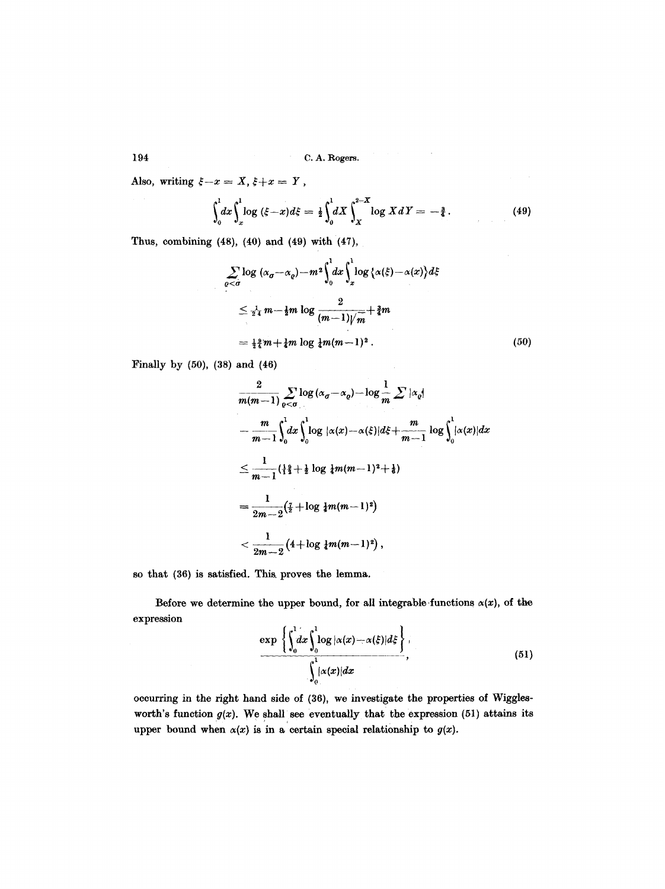Also, writing $\xi - x = X$, $\xi + x = Y$,

$$\int_0^1 dx \int_x^1 \log(\xi - x) d\xi = \tfrac{1}{2} \int_0^1 dX \int_X^{2-X} \log X \, dY = -\tfrac{3}{4}. \tag{49}$$

Thus, combining (48), (40) and (49) with (47),

$$\begin{aligned}
&\sum_{\varrho<\sigma} \log(\alpha_\sigma - \alpha_\varrho) - m^2 \int_0^1 dx \int_x^1 \log\{\alpha(\xi) - \alpha(x)\} d\xi \\
&\le \tfrac{1}{24} m - \tfrac{1}{2} m \log \frac{2}{(m-1)\sqrt{m}} + \tfrac{3}{4} m \\
&= \tfrac{19}{24} m + \tfrac{1}{4} m \log \tfrac{1}{4} m (m-1)^2 .
\end{aligned} \tag{50}$$

Finally by (50), (38) and (46)

$$\begin{aligned}
&\frac{2}{m(m-1)} \sum_{\varrho<\sigma} \log(\alpha_\sigma - \alpha_\varrho) - \log \frac{1}{m} \sum |\alpha_\varrho| \\
&- \frac{m}{m-1} \int_0^1 dx \int_0^1 \log|\alpha(x) - \alpha(\xi)| d\xi + \frac{m}{m-1} \log \int_0^1 |\alpha(x)| dx \\
&\le \frac{1}{m-1} \left(\tfrac{19}{12} + \tfrac{1}{2} \log \tfrac{1}{4} m (m-1)^2 + \tfrac{1}{6}\right) \\
&= \frac{1}{2m-2} \left(\tfrac{7}{2} + \log \tfrac{1}{4} m (m-1)^2\right) \\
&< \frac{1}{2m-2} \left(4 + \log \tfrac{1}{4} m (m-1)^2\right),
\end{aligned}$$

so that (36) is satisfied. This proves the lemma.

Before we determine the upper bound, for all integrable functions $\alpha(x)$, of the expression

$$\frac{\exp\left\{\int_0^1 dx \int_0^1 \log|\alpha(x) - \alpha(\xi)| d\xi\right\}}{\int_0^1 |\alpha(x)| dx}, \tag{51}$$

occurring in the right hand side of (36), we investigate the properties of Wigglesworth's function $g(x)$. We shall see eventually that the expression (51) attains its upper bound when $\alpha(x)$ is in a certain special relationship to $g(x)$.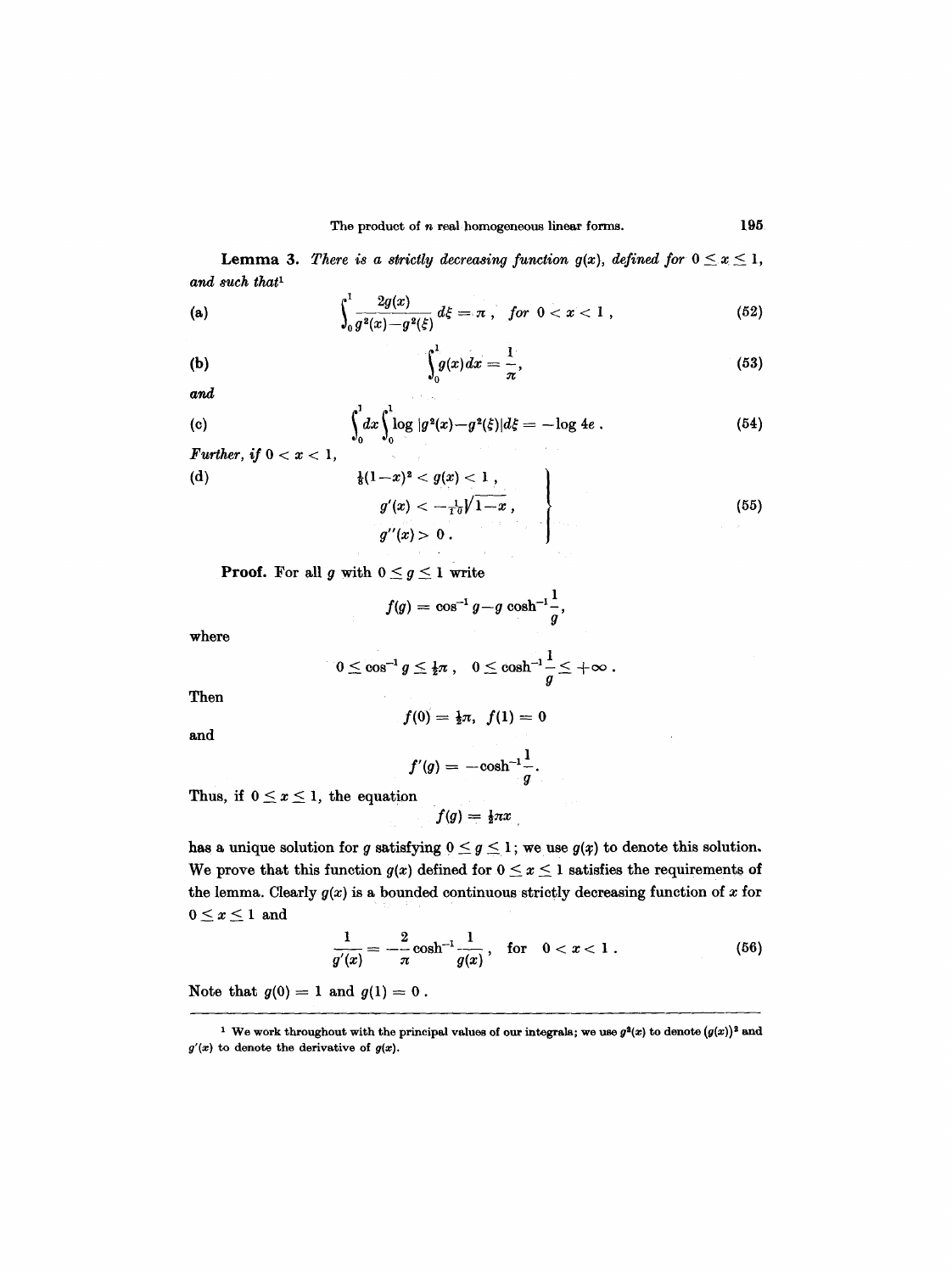**Lemma 3.** *There is a strictly decreasing function $g(x)$, defined for $0 \leq x \leq 1$, and such that*[1]

(a)
$$\int_0^1 \frac{2g(x)}{g^2(x)-g^2(\xi)}\, d\xi = \pi\,, \quad \textit{for } 0 < x < 1\,, \tag{52}$$

(b)
$$\int_0^1 g(x)\,dx = \frac{1}{\pi}, \tag{53}$$

*and*

(c)
$$\int_0^1 dx \int_0^1 \log |g^2(x)-g^2(\xi)| d\xi = -\log 4e\,. \tag{54}$$

*Further, if $0 < x < 1$,*

(d)
$$\left.\begin{aligned} &\tfrac{1}{8}(1-x)^2 < g(x) < 1\,, \\ &g'(x) < -\tfrac{1}{10}\sqrt{1-x}\,, \\ &g''(x) > 0\,. \end{aligned}\right\} \tag{55}$$

**Proof.** For all $g$ with $0 \leq g \leq 1$ write

$$f(g) = \cos^{-1} g - g \cosh^{-1}\frac{1}{g},$$

where

$$0 \leq \cos^{-1} g \leq \tfrac{1}{2}\pi\,, \quad 0 \leq \cosh^{-1}\frac{1}{g} \leq +\infty\,.$$

Then

$$f(0) = \tfrac{1}{2}\pi, \quad f(1) = 0$$

and

$$f'(g) = -\cosh^{-1}\frac{1}{g}.$$

Thus, if $0 \leq x \leq 1$, the equation

$$f(g) = \tfrac{1}{2}\pi x$$

has a unique solution for $g$ satisfying $0 \leq g \leq 1$; we use $g(x)$ to denote this solution. We prove that this function $g(x)$ defined for $0 \leq x \leq 1$ satisfies the requirements of the lemma. Clearly $g(x)$ is a bounded continuous strictly decreasing function of $x$ for $0 \leq x \leq 1$ and

$$\frac{1}{g'(x)} = -\frac{2}{\pi}\cosh^{-1}\frac{1}{g(x)}\,, \quad \text{for} \quad 0 < x < 1\,. \tag{56}$$

Note that $g(0) = 1$ and $g(1) = 0$.

---

[1] We work throughout with the principal values of our integrals; we use $g^2(x)$ to denote $(g(x))^2$ and $g'(x)$ to denote the derivative of $g(x)$.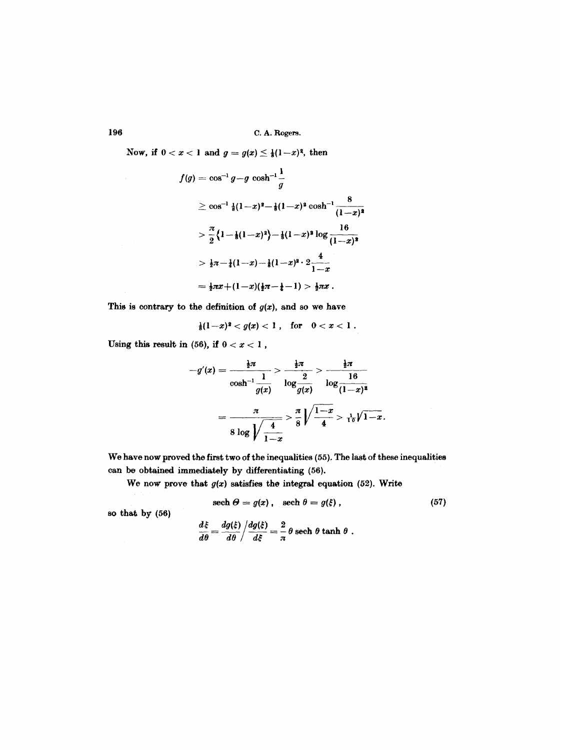Now, if $0 < x < 1$ and $g = g(x) \le \frac{1}{8}(1-x)^2$, then

$$
\begin{aligned}
f(g) &= \cos^{-1} g - g \cosh^{-1}\frac{1}{g} \\
&\ge \cos^{-1} \tfrac{1}{8}(1-x)^2 - \tfrac{1}{8}(1-x)^2 \cosh^{-1}\frac{8}{(1-x)^2} \\
&> \frac{\pi}{2}\left\{1 - \tfrac{1}{8}(1-x)^2\right\} - \tfrac{1}{8}(1-x)^2 \log\frac{16}{(1-x)^2} \\
&> \tfrac{1}{2}\pi - \tfrac{1}{4}(1-x) - \tfrac{1}{8}(1-x)^2 \cdot 2\frac{4}{1-x} \\
&= \tfrac{1}{2}\pi x + (1-x)(\tfrac{1}{2}\pi - \tfrac{1}{4} - 1) > \tfrac{1}{2}\pi x .
\end{aligned}
$$

This is contrary to the definition of $g(x)$, and so we have

$$
\tfrac{1}{8}(1-x)^2 < g(x) < 1 , \quad \text{for} \quad 0 < x < 1 .
$$

Using this result in (56), if $0 < x < 1$ ,

$$
\begin{aligned}
-g'(x) &= \frac{\frac{1}{2}\pi}{\cosh^{-1}\dfrac{1}{g(x)}} > \frac{\frac{1}{2}\pi}{\log\dfrac{2}{g(x)}} > \frac{\frac{1}{2}\pi}{\log\dfrac{16}{(1-x)^2}} \\
&= \frac{\pi}{8\log\sqrt{\dfrac{4}{1-x}}} > \frac{\pi}{8}\sqrt{\frac{1-x}{4}} > \tfrac{1}{10}\sqrt{1-x} .
\end{aligned}
$$

We have now proved the first two of the inequalities (55). The last of these inequalities can be obtained immediately by differentiating (56).

We now prove that $g(x)$ satisfies the integral equation (52). Write

$$
\operatorname{sech}\Theta = g(x) , \quad \operatorname{sech}\theta = g(\xi) , \tag{57}
$$

so that by (56)

$$
\frac{d\xi}{d\theta} = \frac{dg(\xi)}{d\theta} \bigg/ \frac{dg(\xi)}{d\xi} = \frac{2}{\pi}\,\theta \operatorname{sech}\theta \tanh\theta .
$$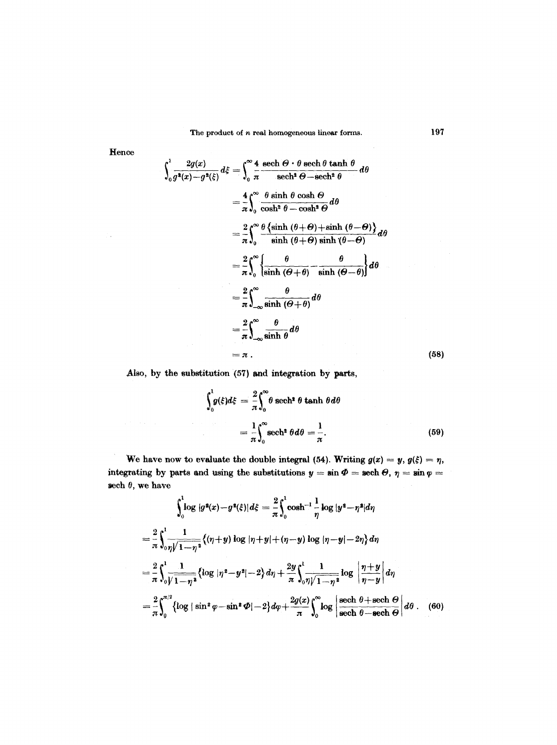Hence

$$
\begin{aligned}
\int_0^1 \frac{2g(x)}{g^2(x)-g^2(\xi)}\,d\xi &= \int_0^\infty \frac{4}{\pi}\,\frac{\operatorname{sech}\Theta\cdot\theta\operatorname{sech}\theta\tanh\theta}{\operatorname{sech}^2\Theta-\operatorname{sech}^2\theta}\,d\theta \\
&= \frac{4}{\pi}\int_0^\infty \frac{\theta\sinh\theta\cosh\Theta}{\cosh^2\theta-\cosh^2\Theta}\,d\theta \\
&= \frac{2}{\pi}\int_0^\infty \frac{\theta\left\{\sinh(\theta+\Theta)+\sinh(\theta-\Theta)\right\}}{\sinh(\theta+\Theta)\sinh(\theta-\Theta)}\,d\theta \\
&= \frac{2}{\pi}\int_0^\infty \left\{\frac{\theta}{\sinh(\Theta+\theta)}-\frac{\theta}{\sinh(\Theta-\theta)}\right\}d\theta \\
&= \frac{2}{\pi}\int_{-\infty}^\infty \frac{\theta}{\sinh(\Theta+\theta)}\,d\theta \\
&= \frac{2}{\pi}\int_{-\infty}^\infty \frac{\theta}{\sinh\theta}\,d\theta \\
&= \pi\,. 
\end{aligned}
\tag{58}
$$

Also, by the substitution (57) and integration by parts,

$$
\begin{aligned}
\int_0^1 g(\xi)d\xi &= \frac{2}{\pi}\int_0^\infty \theta\operatorname{sech}^2\theta\tanh\theta\,d\theta \\
&= \frac{1}{\pi}\int_0^\infty \operatorname{sech}^2\theta\,d\theta = \frac{1}{\pi}.
\end{aligned}
\tag{59}
$$

We have now to evaluate the double integral (54). Writing $g(x) = y$, $g(\xi) = \eta$, integrating by parts and using the substitutions $y = \sin\Phi = \operatorname{sech}\Theta$, $\eta = \sin\varphi = \operatorname{sech}\theta$, we have

$$
\begin{aligned}
&\int_0^1 \log|g^2(x)-g^2(\xi)|\,d\xi = \frac{2}{\pi}\int_0^1 \cosh^{-1}\frac{1}{\eta}\log|y^2-\eta^2|\,d\eta \\
&= \frac{2}{\pi}\int_0^1 \frac{1}{\eta\sqrt{1-\eta^2}}\left\{(\eta+y)\log|\eta+y|+(\eta-y)\log|\eta-y|-2\eta\right\}d\eta \\
&= \frac{2}{\pi}\int_0^1 \frac{1}{\sqrt{1-\eta^2}}\left\{\log|\eta^2-y^2|-2\right\}d\eta+\frac{2y}{\pi}\int_0^1\frac{1}{\eta\sqrt{1-\eta^2}}\log\left|\frac{\eta+y}{\eta-y}\right|d\eta \\
&= \frac{2}{\pi}\int_0^{\pi/2}\left\{\log|\sin^2\varphi-\sin^2\Phi|-2\right\}d\varphi+\frac{2g(x)}{\pi}\int_0^\infty \log\left|\frac{\operatorname{sech}\theta+\operatorname{sech}\Theta}{\operatorname{sech}\theta-\operatorname{sech}\Theta}\right|d\theta\,.
\end{aligned}
\tag{60}
$$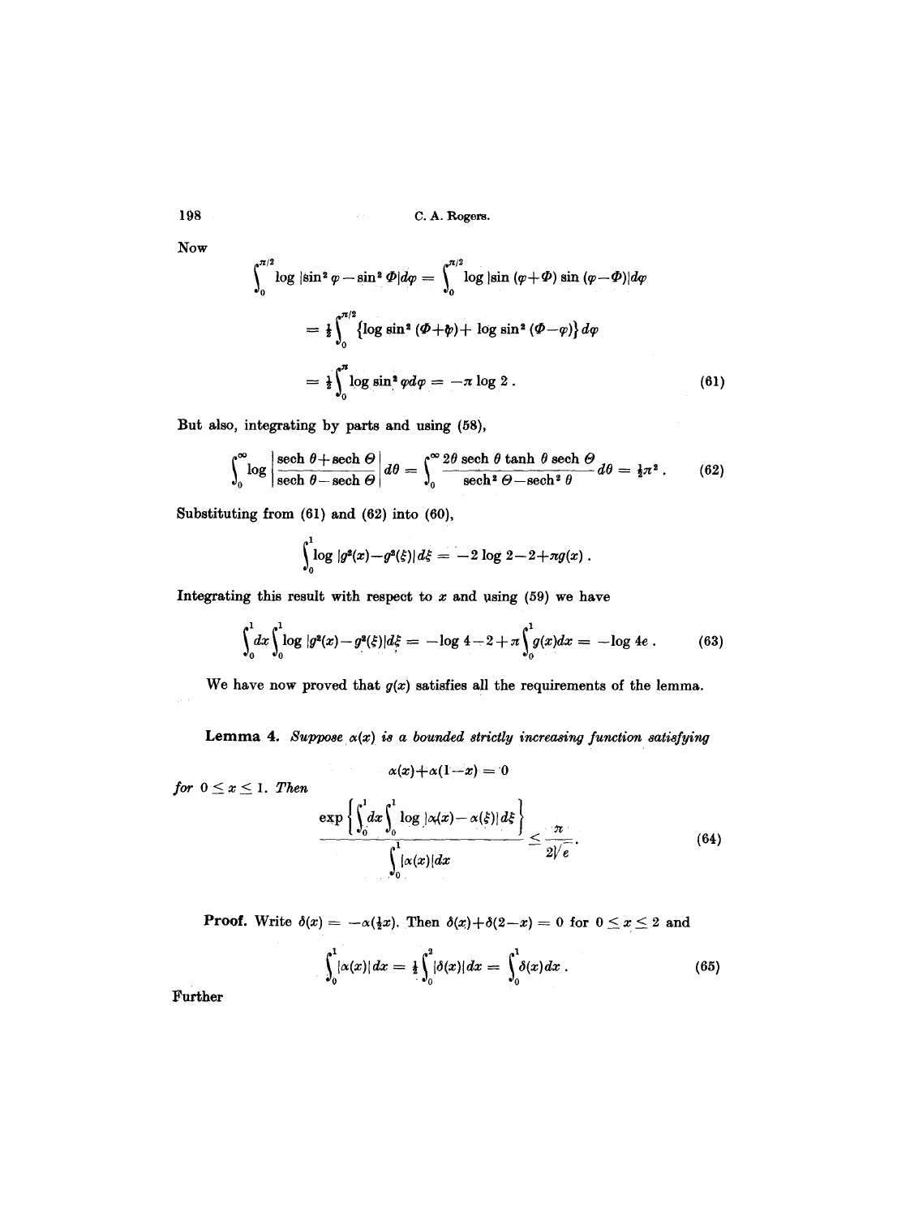Now

$$\int_0^{\pi/2} \log |\sin^2 \varphi - \sin^2 \Phi| d\varphi = \int_0^{\pi/2} \log |\sin (\varphi+\Phi) \sin (\varphi-\Phi)| d\varphi$$

$$= \tfrac{1}{2}\int_0^{\pi/2} \{\log \sin^2 (\Phi+\varphi) + \log \sin^2 (\Phi-\varphi)\} d\varphi$$

$$= \tfrac{1}{2}\int_0^{\pi} \log \sin^2 \varphi d\varphi = -\pi \log 2 . \tag{61}$$

But also, integrating by parts and using (58),

$$\int_0^\infty \log \left| \frac{\operatorname{sech} \theta + \operatorname{sech} \Theta}{\operatorname{sech} \theta - \operatorname{sech} \Theta} \right| d\theta = \int_0^\infty \frac{2\theta \operatorname{sech} \theta \tanh \theta \operatorname{sech} \Theta}{\operatorname{sech}^2 \Theta - \operatorname{sech}^2 \theta} d\theta = \tfrac{1}{2}\pi^2 . \tag{62}$$

Substituting from (61) and (62) into (60),

$$\int_0^1 \log |g^2(x) - g^2(\xi)| d\xi = -2 \log 2 - 2 + \pi g(x) .$$

Integrating this result with respect to $x$ and using (59) we have

$$\int_0^1 dx \int_0^1 \log |g^2(x) - g^2(\xi)| d\xi = -\log 4 - 2 + \pi \int_0^1 g(x) dx = -\log 4e . \tag{63}$$

We have now proved that $g(x)$ satisfies all the requirements of the lemma.

**Lemma 4.** *Suppose $\alpha(x)$ is a bounded strictly increasing function satisfying*

$$\alpha(x) + \alpha(1-x) = 0$$

*for $0 \leq x \leq 1$. Then*

$$\frac{\exp\left\{\int_0^1 dx \int_0^1 \log |\alpha(x) - \alpha(\xi)| d\xi\right\}}{\int_0^1 |\alpha(x)| dx} \leq \frac{\pi}{2\sqrt{e}} . \tag{64}$$

**Proof.** Write $\delta(x) = -\alpha(\tfrac{1}{2}x)$. Then $\delta(x) + \delta(2-x) = 0$ for $0 \leq x \leq 2$ and

$$\int_0^1 |\alpha(x)| dx = \tfrac{1}{2}\int_0^2 |\delta(x)| dx = \int_0^1 \delta(x) dx . \tag{65}$$

Further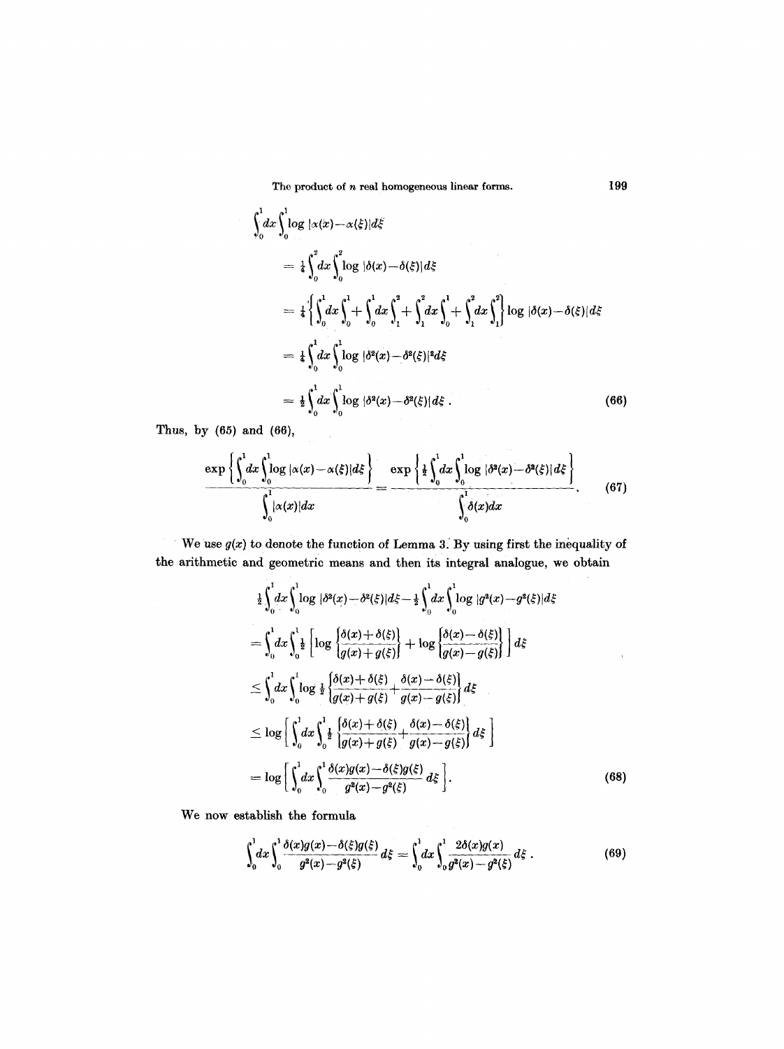$$\begin{aligned}
&\int_0^1 dx \int_0^1 \log |\alpha(x)-\alpha(\xi)| d\xi \\
&= \tfrac{1}{4}\int_0^2 dx \int_0^2 \log |\delta(x)-\delta(\xi)| d\xi \\
&= \tfrac{1}{4}\left\{\int_0^1 dx \int_0^1 + \int_0^1 dx \int_1^2 + \int_1^2 dx \int_0^1 + \int_1^2 dx \int_1^2\right\} \log |\delta(x)-\delta(\xi)| d\xi \\
&= \tfrac{1}{4}\int_0^1 dx \int_0^1 \log |\delta^2(x)-\delta^2(\xi)|^2 d\xi \\
&= \tfrac{1}{2}\int_0^1 dx \int_0^1 \log |\delta^2(x)-\delta^2(\xi)| d\xi \,. \qquad (66)
\end{aligned}$$

Thus, by (65) and (66),

$$\frac{\exp\left\{\int_0^1 dx \int_0^1 \log |\alpha(x)-\alpha(\xi)| d\xi\right\}}{\int_0^1 |\alpha(x)| dx} = \frac{\exp\left\{\tfrac{1}{2}\int_0^1 dx \int_0^1 \log |\delta^2(x)-\delta^2(\xi)| d\xi\right\}}{\int_0^1 \delta(x) dx}. \qquad (67)$$

We use $g(x)$ to denote the function of Lemma 3. By using first the inequality of the arithmetic and geometric means and then its integral analogue, we obtain

$$\begin{aligned}
&\tfrac{1}{2}\int_0^1 dx \int_0^1 \log |\delta^2(x)-\delta^2(\xi)| d\xi - \tfrac{1}{2}\int_0^1 dx \int_0^1 \log |g^2(x)-g^2(\xi)| d\xi \\
&= \int_0^1 dx \int_0^1 \tfrac{1}{2}\left[\log \left\{\frac{\delta(x)+\delta(\xi)}{g(x)+g(\xi)}\right\} + \log \left\{\frac{\delta(x)-\delta(\xi)}{g(x)-g(\xi)}\right\}\right] d\xi \\
&\leq \int_0^1 dx \int_0^1 \log \tfrac{1}{2}\left\{\frac{\delta(x)+\delta(\xi)}{g(x)+g(\xi)} + \frac{\delta(x)-\delta(\xi)}{g(x)-g(\xi)}\right\} d\xi \\
&\leq \log \left[\int_0^1 dx \int_0^1 \tfrac{1}{2}\left\{\frac{\delta(x)+\delta(\xi)}{g(x)+g(\xi)} + \frac{\delta(x)-\delta(\xi)}{g(x)-g(\xi)}\right\} d\xi\right] \\
&= \log \left[\int_0^1 dx \int_0^1 \frac{\delta(x)g(x)-\delta(\xi)g(\xi)}{g^2(x)-g^2(\xi)} d\xi\right]. \qquad (68)
\end{aligned}$$

We now establish the formula

$$\int_0^1 dx \int_0^1 \frac{\delta(x)g(x)-\delta(\xi)g(\xi)}{g^2(x)-g^2(\xi)} d\xi = \int_0^1 dx \int_0^1 \frac{2\delta(x)g(x)}{g^2(x)-g^2(\xi)} d\xi \,. \qquad (69)$$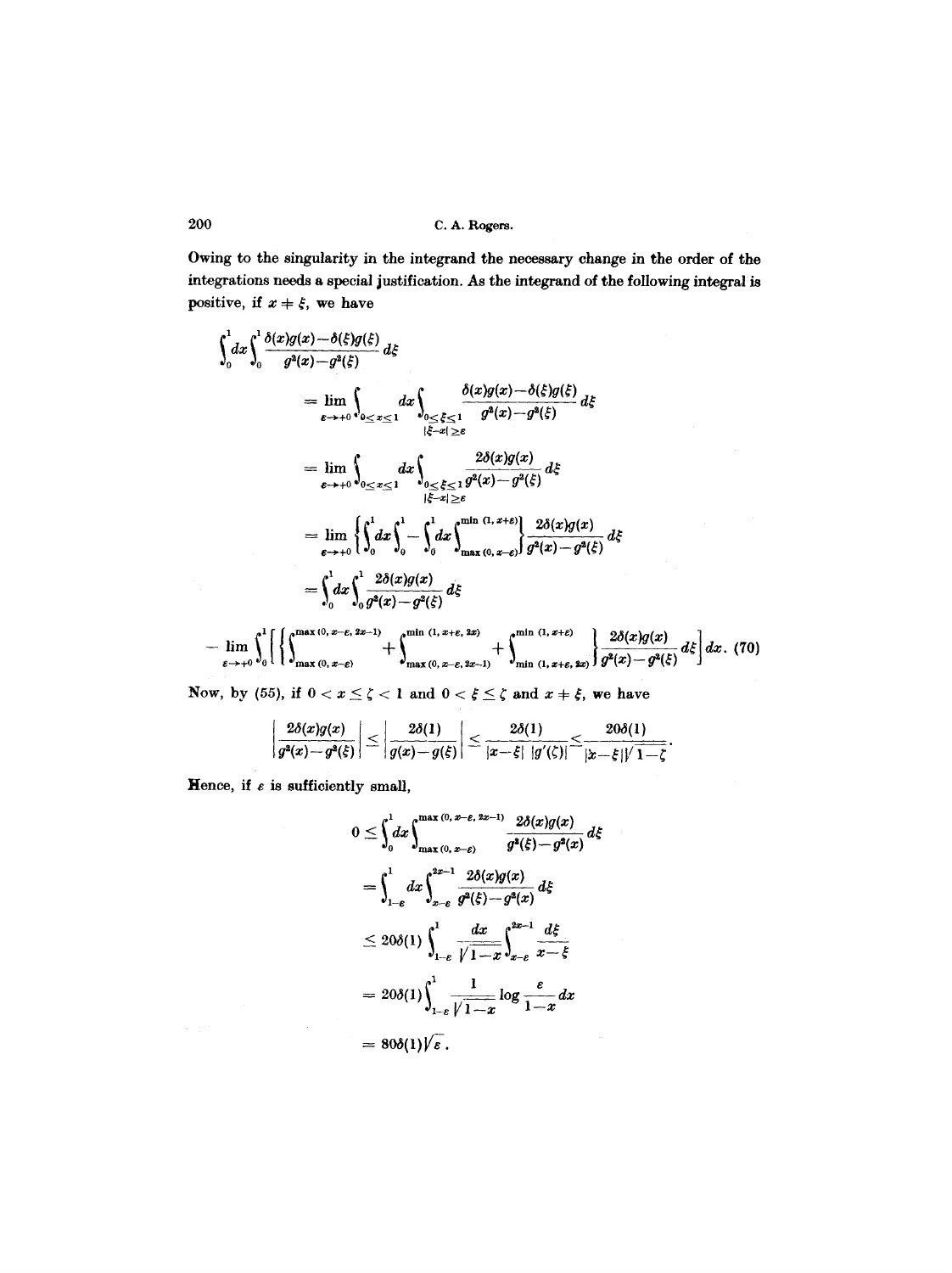Owing to the singularity in the integrand the necessary change in the order of the integrations needs a special justification. As the integrand of the following integral is positive, if $x \neq \xi$, we have

$$
\begin{aligned}
\int_0^1 dx \int_0^1 \frac{\delta(x)g(x)-\delta(\xi)g(\xi)}{g^2(x)-g^2(\xi)}\, d\xi
&= \lim_{\varepsilon \to +0} \int_{0 \le x \le 1} dx \int_{\substack{0 \le \xi \le 1 \\ |\xi - x| \ge \varepsilon}} \frac{\delta(x)g(x)-\delta(\xi)g(\xi)}{g^2(x)-g^2(\xi)}\, d\xi \\
&= \lim_{\varepsilon \to +0} \int_{0 \le x \le 1} dx \int_{\substack{0 \le \xi \le 1 \\ |\xi - x| \ge \varepsilon}} \frac{2\delta(x)g(x)}{g^2(x)-g^2(\xi)}\, d\xi \\
&= \lim_{\varepsilon \to +0} \left\{ \int_0^1 dx \int_0^1 - \int_0^1 dx \int_{\max(0,\, x-\varepsilon)}^{\min(1,\, x+\varepsilon)} \right\} \frac{2\delta(x)g(x)}{g^2(x)-g^2(\xi)}\, d\xi \\
&= \int_0^1 dx \int_0^1 \frac{2\delta(x)g(x)}{g^2(x)-g^2(\xi)}\, d\xi
\end{aligned}
$$

$$
- \lim_{\varepsilon \to +0} \int_0^1 \left[ \left\{ \int_{\max(0,\, x-\varepsilon)}^{\max(0,\, x-\varepsilon,\, 2x-1)} + \int_{\max(0,\, x-\varepsilon,\, 2x-1)}^{\min(1,\, x+\varepsilon,\, 2x)} + \int_{\min(1,\, x+\varepsilon,\, 2x)}^{\min(1,\, x+\varepsilon)} \right\} \frac{2\delta(x)g(x)}{g^2(x)-g^2(\xi)}\, d\xi \right] dx. \quad (70)
$$

Now, by (55), if $0 < x \le \zeta < 1$ and $0 < \xi \le \zeta$ and $x \neq \xi$, we have

$$
\left| \frac{2\delta(x)g(x)}{g^2(x)-g^2(\xi)} \right| \le \left| \frac{2\delta(1)}{g(x)-g(\xi)} \right| \le \frac{2\delta(1)}{|x-\xi|\, |g'(\zeta)|} \le \frac{20\delta(1)}{|x-\xi| \sqrt{1-\zeta}}.
$$

Hence, if $\varepsilon$ is sufficiently small,

$$
\begin{aligned}
0 &\le \int_0^1 dx \int_{\max(0,\, x-\varepsilon)}^{\max(0,\, x-\varepsilon,\, 2x-1)} \frac{2\delta(x)g(x)}{g^2(\xi)-g^2(x)}\, d\xi \\
&= \int_{1-\varepsilon}^1 dx \int_{x-\varepsilon}^{2x-1} \frac{2\delta(x)g(x)}{g^2(\xi)-g^2(x)}\, d\xi \\
&\le 20\delta(1) \int_{1-\varepsilon}^1 \frac{dx}{\sqrt{1-x}} \int_{x-\varepsilon}^{2x-1} \frac{d\xi}{x-\xi} \\
&= 20\delta(1) \int_{1-\varepsilon}^1 \frac{1}{\sqrt{1-x}} \log \frac{\varepsilon}{1-x}\, dx \\
&= 80\delta(1)\sqrt{\varepsilon}.
\end{aligned}
$$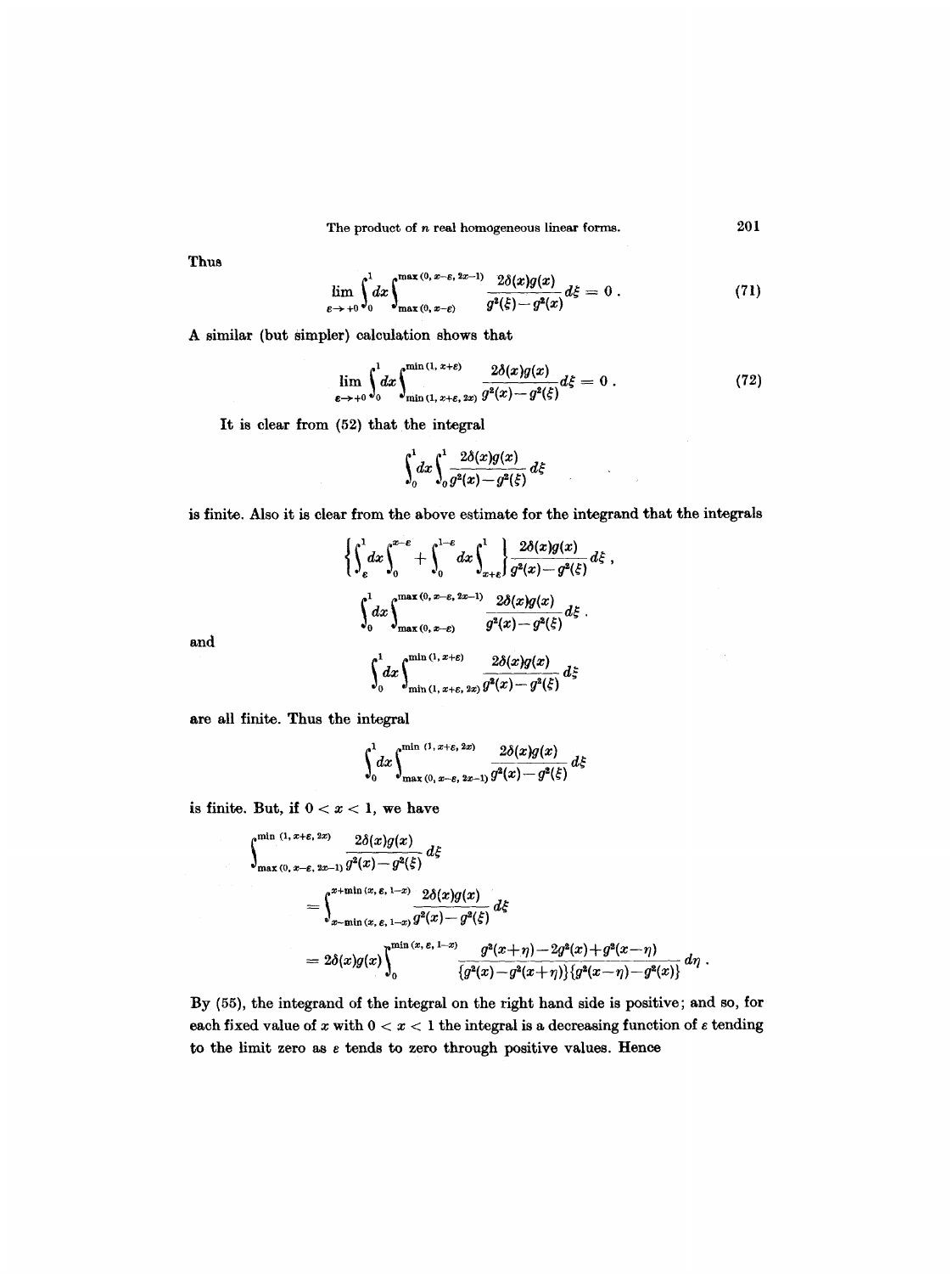Thus

$$\lim_{\varepsilon \to +0} \int_0^1 dx \int_{\max(0,\, x-\varepsilon)}^{\max(0,\, x-\varepsilon,\, 2x-1)} \frac{2\delta(x) g(x)}{g^2(\xi) - g^2(x)} d\xi = 0 \, . \tag{71}$$

A similar (but simpler) calculation shows that

$$\lim_{\varepsilon \to +0} \int_0^1 dx \int_{\min(1,\, x+\varepsilon,\, 2x)}^{\min(1,\, x+\varepsilon)} \frac{2\delta(x) g(x)}{g^2(x) - g^2(\xi)} d\xi = 0 \, . \tag{72}$$

It is clear from (52) that the integral

$$\int_0^1 dx \int_0^1 \frac{2\delta(x) g(x)}{g^2(x) - g^2(\xi)} d\xi$$

is finite. Also it is clear from the above estimate for the integrand that the integrals

$$\left\{ \int_\varepsilon^1 dx \int_0^{x-\varepsilon} + \int_0^{1-\varepsilon} dx \int_{x+\varepsilon}^1 \right\} \frac{2\delta(x) g(x)}{g^2(x) - g^2(\xi)} d\xi \, ,$$

$$\int_0^1 dx \int_{\max(0,\, x-\varepsilon)}^{\max(0,\, x-\varepsilon,\, 2x-1)} \frac{2\delta(x) g(x)}{g^2(x) - g^2(\xi)} d\xi \, .$$

and

$$\int_0^1 dx \int_{\min(1,\, x+\varepsilon,\, 2x)}^{\min(1,\, x+\varepsilon)} \frac{2\delta(x) g(x)}{g^2(x) - g^2(\xi)} d\xi$$

are all finite. Thus the integral

$$\int_0^1 dx \int_{\max(0,\, x-\varepsilon,\, 2x-1)}^{\min(1,\, x+\varepsilon,\, 2x)} \frac{2\delta(x) g(x)}{g^2(x) - g^2(\xi)} d\xi$$

is finite. But, if $0 < x < 1$, we have

$$\begin{aligned}
&\int_{\max(0,\, x-\varepsilon,\, 2x-1)}^{\min(1,\, x+\varepsilon,\, 2x)} \frac{2\delta(x) g(x)}{g^2(x) - g^2(\xi)} d\xi \\
&\qquad = \int_{x-\min(x,\, \varepsilon,\, 1-x)}^{x+\min(x,\, \varepsilon,\, 1-x)} \frac{2\delta(x) g(x)}{g^2(x) - g^2(\xi)} d\xi \\
&\qquad = 2\delta(x) g(x) \int_0^{\min(x,\, \varepsilon,\, 1-x)} \frac{g^2(x+\eta) - 2g^2(x) + g^2(x-\eta)}{\{g^2(x) - g^2(x+\eta)\}\{g^2(x-\eta) - g^2(x)\}} d\eta \, .
\end{aligned}$$

By (55), the integrand of the integral on the right hand side is positive; and so, for each fixed value of $x$ with $0 < x < 1$ the integral is a decreasing function of $\varepsilon$ tending to the limit zero as $\varepsilon$ tends to zero through positive values. Hence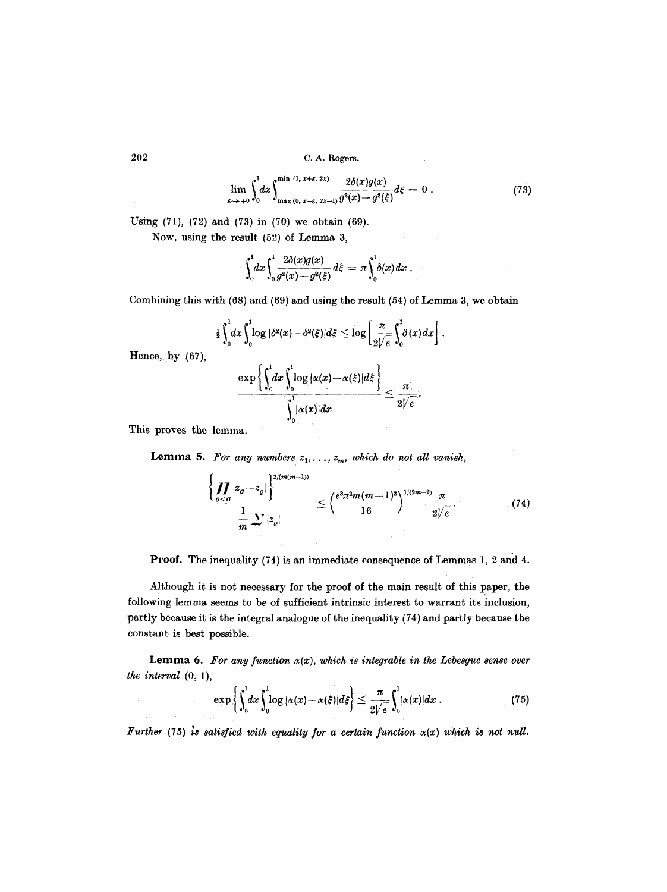$$\lim_{\varepsilon \to +0} \int_0^1 dx \int_{\max(0,\, x-\varepsilon,\, 2x-1)}^{\min(1,\, x+\varepsilon,\, 2x)} \frac{2\delta(x) g(x)}{g^2(x) - g^2(\xi)} d\xi = 0 \,. \tag{73}$$

Using (71), (72) and (73) in (70) we obtain (69).

Now, using the result (52) of Lemma 3,

$$\int_0^1 dx \int_0^1 \frac{2\delta(x) g(x)}{g^2(x) - g^2(\xi)} d\xi = \pi \int_0^1 \delta(x)\, dx \,.$$

Combining this with (68) and (69) and using the result (54) of Lemma 3, we obtain

$$\tfrac{1}{2} \int_0^1 dx \int_0^1 \log |\delta^2(x) - \delta^2(\xi)| d\xi \le \log \left[ \frac{\pi}{2\sqrt{e}} \int_0^1 \delta(x)\, dx \right].$$

Hence, by (67),

$$\frac{\exp\left\{ \int_0^1 dx \int_0^1 \log |\alpha(x) - \alpha(\xi)| d\xi \right\}}{\int_0^1 |\alpha(x)|\, dx} \le \frac{\pi}{2\sqrt{e}} .$$

This proves the lemma.

**Lemma 5.** *For any numbers $z_1, \ldots, z_m$, which do not all vanish,*

$$\frac{\left\{ \prod_{\varrho < \sigma} |z_\sigma - z_\varrho| \right\}^{2/(m(m-1))}}{\frac{1}{m} \sum |z_\varrho|} \le \left( \frac{e^3 \pi^2 m (m-1)^2}{16} \right)^{1/(2m-2)} \frac{\pi}{2\sqrt{e}} . \tag{74}$$

**Proof.** The inequality (74) is an immediate consequence of Lemmas 1, 2 and 4.

Although it is not necessary for the proof of the main result of this paper, the following lemma seems to be of sufficient intrinsic interest to warrant its inclusion, partly because it is the integral analogue of the inequality (74) and partly because the constant is best possible.

**Lemma 6.** *For any function $\alpha(x)$, which is integrable in the Lebesgue sense over the interval $(0, 1)$,*

$$\exp\left\{ \int_0^1 dx \int_0^1 \log |\alpha(x) - \alpha(\xi)| d\xi \right\} \le \frac{\pi}{2\sqrt{e}} \int_0^1 |\alpha(x)|\, dx \,. \tag{75}$$

*Further (75) is satisfied with equality for a certain function $\alpha(x)$ which is not null.*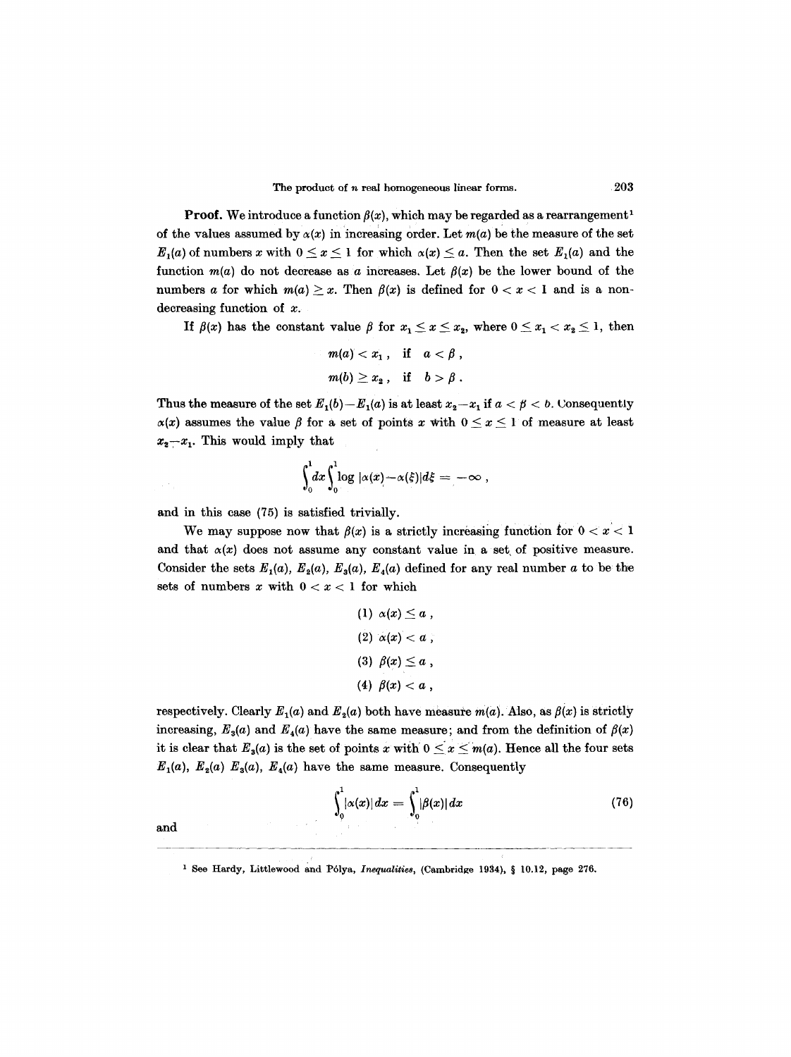**Proof.** We introduce a function $\beta(x)$, which may be regarded as a rearrangement[1] of the values assumed by $\alpha(x)$ in increasing order. Let $m(a)$ be the measure of the set $E_1(a)$ of numbers $x$ with $0 \leq x \leq 1$ for which $\alpha(x) \leq a$. Then the set $E_1(a)$ and the function $m(a)$ do not decrease as $a$ increases. Let $\beta(x)$ be the lower bound of the numbers $a$ for which $m(a) \geq x$. Then $\beta(x)$ is defined for $0 < x < 1$ and is a non-decreasing function of $x$.

If $\beta(x)$ has the constant value $\beta$ for $x_1 \leq x \leq x_2$, where $0 \leq x_1 < x_2 \leq 1$, then

$$m(a) < x_1 , \quad \text{if} \quad a < \beta ,$$

$$m(b) \geq x_2 , \quad \text{if} \quad b > \beta .$$

Thus the measure of the set $E_1(b) - E_1(a)$ is at least $x_2 - x_1$ if $a < \beta < b$. Consequently $\alpha(x)$ assumes the value $\beta$ for a set of points $x$ with $0 \leq x \leq 1$ of measure at least $x_2 - x_1$. This would imply that

$$\int_0^1 dx \int_0^1 \log |\alpha(x) - \alpha(\xi)| d\xi = -\infty ,$$

and in this case (75) is satisfied trivially.

We may suppose now that $\beta(x)$ is a strictly increasing function for $0 < x < 1$ and that $\alpha(x)$ does not assume any constant value in a set of positive measure. Consider the sets $E_1(a)$, $E_2(a)$, $E_3(a)$, $E_4(a)$ defined for any real number $a$ to be the sets of numbers $x$ with $0 < x < 1$ for which

(1) $\alpha(x) \leq a$ ,

(2) $\alpha(x) < a$ ,

(3) $\beta(x) \leq a$ ,

(4) $\beta(x) < a$ ,

respectively. Clearly $E_1(a)$ and $E_2(a)$ both have measure $m(a)$. Also, as $\beta(x)$ is strictly increasing, $E_3(a)$ and $E_4(a)$ have the same measure; and from the definition of $\beta(x)$ it is clear that $E_3(a)$ is the set of points $x$ with $0 \leq x \leq m(a)$. Hence all the four sets $E_1(a)$, $E_2(a)$ $E_3(a)$, $E_4(a)$ have the same measure. Consequently

$$\int_0^1 |\alpha(x)| dx = \int_0^1 |\beta(x)| dx \tag{76}$$

and

[1] See Hardy, Littlewood and Pólya, *Inequalities*, (Cambridge 1934), § 10.12, page 276.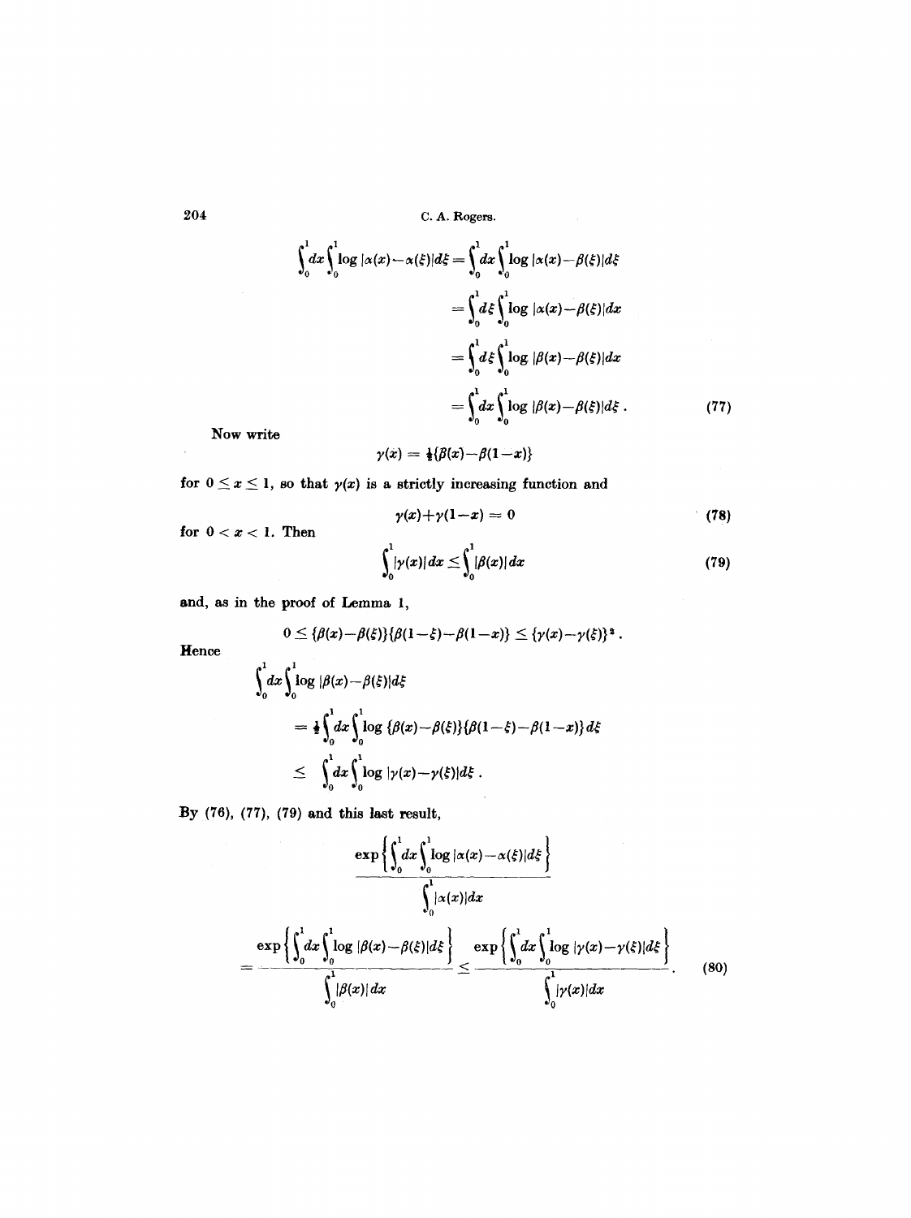$$\int_0^1 dx \int_0^1 \log|\alpha(x)-\alpha(\xi)|d\xi = \int_0^1 dx \int_0^1 \log|\alpha(x)-\beta(\xi)|d\xi$$

$$= \int_0^1 d\xi \int_0^1 \log|\alpha(x)-\beta(\xi)|dx$$

$$= \int_0^1 d\xi \int_0^1 \log|\beta(x)-\beta(\xi)|dx$$

$$= \int_0^1 dx \int_0^1 \log|\beta(x)-\beta(\xi)|d\xi . \tag{77}$$

Now write

$$\gamma(x) = \tfrac{1}{2}\{\beta(x)-\beta(1-x)\}$$

for $0 \leq x \leq 1$, so that $\gamma(x)$ is a strictly increasing function and

$$\gamma(x)+\gamma(1-x) = 0 \tag{78}$$

for $0 < x < 1$. Then

$$\int_0^1 |\gamma(x)|dx \leq \int_0^1 |\beta(x)|dx \tag{79}$$

and, as in the proof of Lemma 1,

$$0 \leq \{\beta(x)-\beta(\xi)\}\{\beta(1-\xi)-\beta(1-x)\} \leq \{\gamma(x)-\gamma(\xi)\}^2 .$$

Hence

$$\int_0^1 dx \int_0^1 \log|\beta(x)-\beta(\xi)|d\xi$$

$$= \tfrac{1}{2}\int_0^1 dx \int_0^1 \log\{\beta(x)-\beta(\xi)\}\{\beta(1-\xi)-\beta(1-x)\}d\xi$$

$$\leq \int_0^1 dx \int_0^1 \log|\gamma(x)-\gamma(\xi)|d\xi .$$

By (76), (77), (79) and this last result,

$$\frac{\exp\left\{\int_0^1 dx \int_0^1 \log|\alpha(x)-\alpha(\xi)|d\xi\right\}}{\int_0^1 |\alpha(x)|dx}$$

$$= \frac{\exp\left\{\int_0^1 dx \int_0^1 \log|\beta(x)-\beta(\xi)|d\xi\right\}}{\int_0^1 |\beta(x)|dx} \leq \frac{\exp\left\{\int_0^1 dx \int_0^1 \log|\gamma(x)-\gamma(\xi)|d\xi\right\}}{\int_0^1 |\gamma(x)|dx}. \tag{80}$$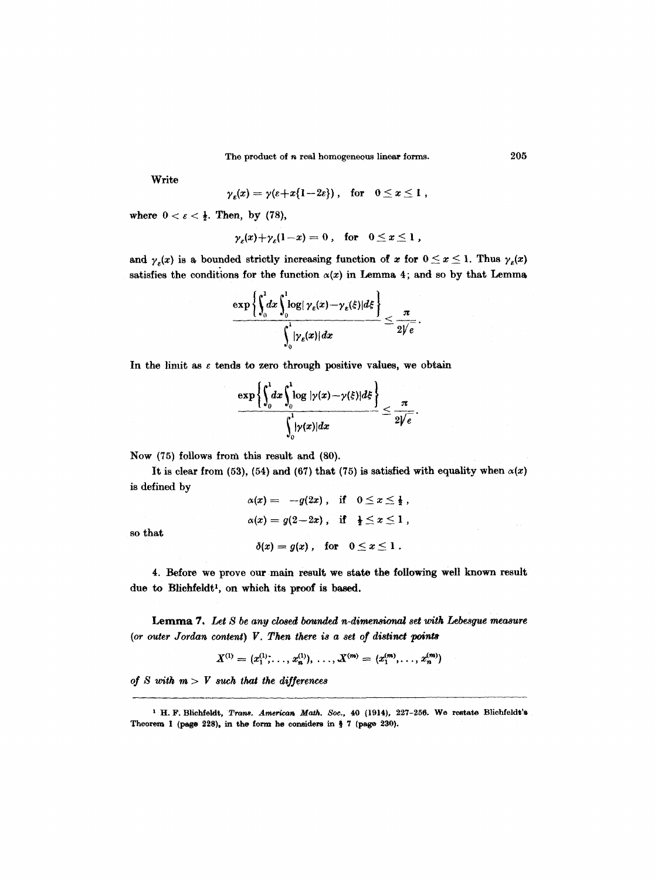Write

$$\gamma_\varepsilon(x) = \gamma(\varepsilon + x\{1-2\varepsilon\}), \quad \text{for} \quad 0 \le x \le 1,$$

where $0 < \varepsilon < \frac{1}{2}$. Then, by (78),

$$\gamma_\varepsilon(x) + \gamma_\varepsilon(1-x) = 0, \quad \text{for} \quad 0 \le x \le 1,$$

and $\gamma_\varepsilon(x)$ is a bounded strictly increasing function of $x$ for $0 \le x \le 1$. Thus $\gamma_\varepsilon(x)$ satisfies the conditions for the function $\alpha(x)$ in Lemma 4; and so by that Lemma

$$\frac{\exp\left\{\int_0^1 dx \int_0^1 \log|\gamma_\varepsilon(x) - \gamma_\varepsilon(\xi)| d\xi\right\}}{\int_0^1 |\gamma_\varepsilon(x)| dx} \le \frac{\pi}{2\sqrt{e}}.$$

In the limit as $\varepsilon$ tends to zero through positive values, we obtain

$$\frac{\exp\left\{\int_0^1 dx \int_0^1 \log|\gamma(x) - \gamma(\xi)| d\xi\right\}}{\int_0^1 |\gamma(x)| dx} \le \frac{\pi}{2\sqrt{e}}.$$

Now (75) follows from this result and (80).

It is clear from (53), (54) and (67) that (75) is satisfied with equality when $\alpha(x)$ is defined by

$$\alpha(x) = -g(2x), \quad \text{if} \quad 0 \le x \le \tfrac{1}{2},$$

$$\alpha(x) = g(2-2x), \quad \text{if} \quad \tfrac{1}{2} \le x \le 1,$$

so that

$$\delta(x) = g(x), \quad \text{for} \quad 0 \le x \le 1.$$

4. Before we prove our main result we state the following well known result due to Blichfeldt[1], on which its proof is based.

**Lemma 7.** *Let $S$ be any closed bounded $n$-dimensional set with Lebesgue measure (or outer Jordan content) $V$. Then there is a set of distinct points*

$$X^{(1)} = (x_1^{(1)}, \ldots, x_n^{(1)}), \ldots, X^{(m)} = (x_1^{(m)}, \ldots, x_n^{(m)})$$

*of $S$ with $m > V$ such that the differences*

---

[1] H. F. Blichfeldt, *Trans. American Math. Soc.*, 40 (1914), 227–256. We restate Blichfeldt's Theorem 1 (page 228), in the form he considers in § 7 (page 230).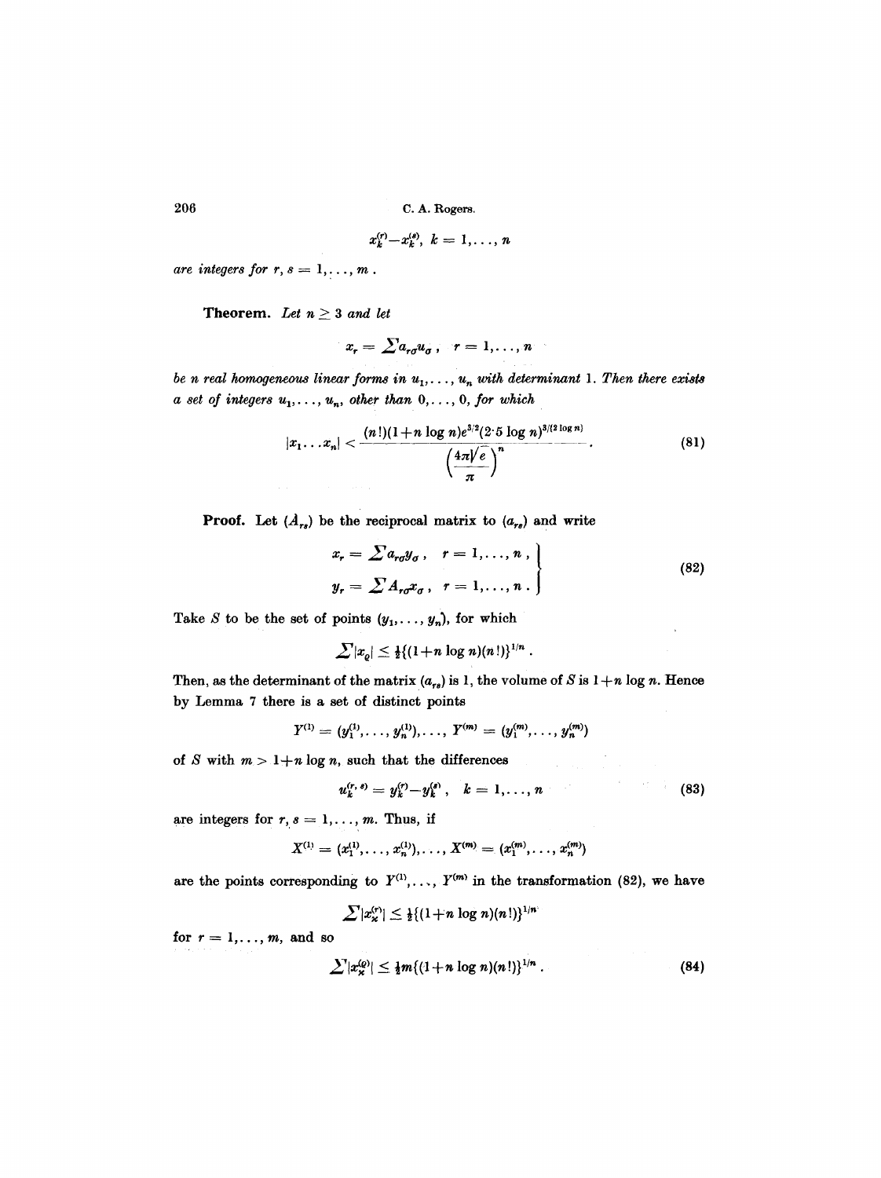$$x_k^{(r)} - x_k^{(s)}, \; k = 1, \ldots, n$$

*are integers for* $r, s = 1, \ldots, m$.

**Theorem.** *Let* $n \geq 3$ *and let*

$$x_r = \sum a_{r\sigma} u_\sigma, \quad r = 1, \ldots, n$$

*be* $n$ *real homogeneous linear forms in* $u_1, \ldots, u_n$ *with determinant* 1. *Then there exists a set of integers* $u_1, \ldots, u_n$, *other than* $0, \ldots, 0$, *for which*

$$|x_1 \ldots x_n| < \frac{(n!)(1+n \log n)e^{3/2}(2 \cdot 5 \log n)^{3/(2 \log n)}}{\left(\frac{4\pi\sqrt{e}}{\pi}\right)^n}. \tag{81}$$

**Proof.** Let $(A_{rs})$ be the reciprocal matrix to $(a_{rs})$ and write

$$\left.\begin{aligned} x_r &= \sum a_{r\sigma} y_\sigma, \quad r = 1, \ldots, n, \\ y_r &= \sum A_{r\sigma} x_\sigma, \quad r = 1, \ldots, n. \end{aligned}\right\} \tag{82}$$

Take $S$ to be the set of points $(y_1, \ldots, y_n)$, for which

$$\sum |x_\varrho| \leq \tfrac{1}{2}\{(1+n \log n)(n!)\}^{1/n}.$$

Then, as the determinant of the matrix $(a_{rs})$ is 1, the volume of $S$ is $1+n \log n$. Hence by Lemma 7 there is a set of distinct points

$$Y^{(1)} = (y_1^{(1)}, \ldots, y_n^{(1)}), \ldots, Y^{(m)} = (y_1^{(m)}, \ldots, y_n^{(m)})$$

of $S$ with $m > 1+n \log n$, such that the differences

$$u_k^{(r,s)} = y_k^{(r)} - y_k^{(s)}, \quad k = 1, \ldots, n \tag{83}$$

are integers for $r, s = 1, \ldots, m$. Thus, if

$$X^{(1)} = (x_1^{(1)}, \ldots, x_n^{(1)}), \ldots, X^{(m)} = (x_1^{(m)}, \ldots, x_n^{(m)})$$

are the points corresponding to $Y^{(1)}, \ldots, Y^{(m)}$ in the transformation (82), we have

$$\sum |x_\varkappa^{(r)}| \leq \tfrac{1}{2}\{(1+n \log n)(n!)\}^{1/n}$$

for $r = 1, \ldots, m$, and so

$$\sum |x_\varkappa^{(\varrho)}| \leq \tfrac{1}{2} m\{(1+n \log n)(n!)\}^{1/n}. \tag{84}$$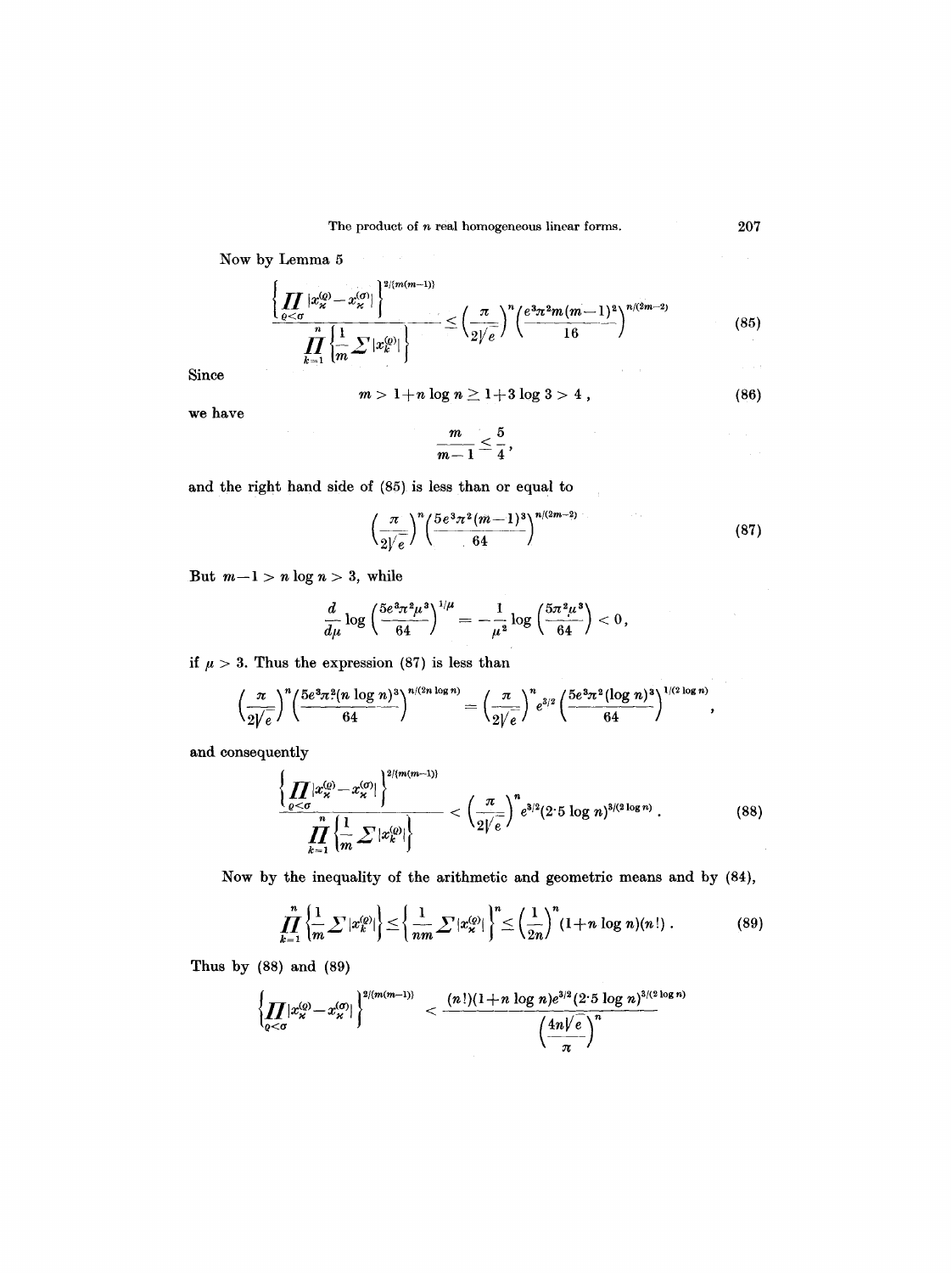Now by Lemma 5

$$\frac{\left\{\prod\limits_{\varrho<\sigma}|x_{\varkappa}^{(\varrho)}-x_{\varkappa}^{(\sigma)}|\right\}^{2/\{m(m-1)\}}}{\prod\limits_{k=1}^{n}\left\{\frac{1}{m}\sum|x_{k}^{(\varrho)}|\right\}} \leq \left(\frac{\pi}{2\sqrt{e}}\right)^{n}\left(\frac{e^{3}\pi^{2}m(m-1)^{2}}{16}\right)^{n/(2m-2)} \tag{85}$$

Since

$$m > 1+n\log n \geq 1+3\log 3 > 4\,, \tag{86}$$

we have

$$\frac{m}{m-1} \leq \frac{5}{4}\,,$$

and the right hand side of (85) is less than or equal to

$$\left(\frac{\pi}{2\sqrt{e}}\right)^{n}\left(\frac{5e^{3}\pi^{2}(m-1)^{3}}{64}\right)^{n/(2m-2)} \tag{87}$$

But $m-1 > n\log n > 3$, while

$$\frac{d}{d\mu}\log\left(\frac{5e^{3}\pi^{2}\mu^{3}}{64}\right)^{1/\mu} = -\frac{1}{\mu^{2}}\log\left(\frac{5\pi^{2}\mu^{3}}{64}\right) < 0\,,$$

if $\mu > 3$. Thus the expression (87) is less than

$$\left(\frac{\pi}{2\sqrt{e}}\right)^{n}\left(\frac{5e^{3}\pi^{2}(n\log n)^{3}}{64}\right)^{n/(2n\log n)} = \left(\frac{\pi}{2\sqrt{e}}\right)^{n}e^{3/2}\left(\frac{5e^{3}\pi^{2}(\log n)^{3}}{64}\right)^{1/(2\log n)},$$

and consequently

$$\frac{\left\{\prod\limits_{\varrho<\sigma}|x_{\varkappa}^{(\varrho)}-x_{\varkappa}^{(\sigma)}|\right\}^{2/\{m(m-1)\}}}{\prod\limits_{k=1}^{n}\left\{\frac{1}{m}\sum|x_{k}^{(\varrho)}|\right\}} < \left(\frac{\pi}{2\sqrt{e}}\right)^{n}e^{3/2}(2{\cdot}5\log n)^{3/(2\log n)}\,. \tag{88}$$

Now by the inequality of the arithmetic and geometric means and by (84),

$$\prod_{k=1}^{n}\left\{\frac{1}{m}\sum|x_{k}^{(\varrho)}|\right\} \leq \left\{\frac{1}{nm}\sum|x_{\varkappa}^{(\varrho)}|\right\}^{n} \leq \left(\frac{1}{2n}\right)^{n}(1+n\log n)(n!)\,. \tag{89}$$

Thus by (88) and (89)

$$\left\{\prod_{\varrho<\sigma}|x_{\varkappa}^{(\varrho)}-x_{\varkappa}^{(\sigma)}|\right\}^{2/\{m(m-1)\}} < \frac{(n!)(1+n\log n)e^{3/2}(2{\cdot}5\log n)^{3/(2\log n)}}{\left(\dfrac{4n\sqrt{e}}{\pi}\right)^{n}}$$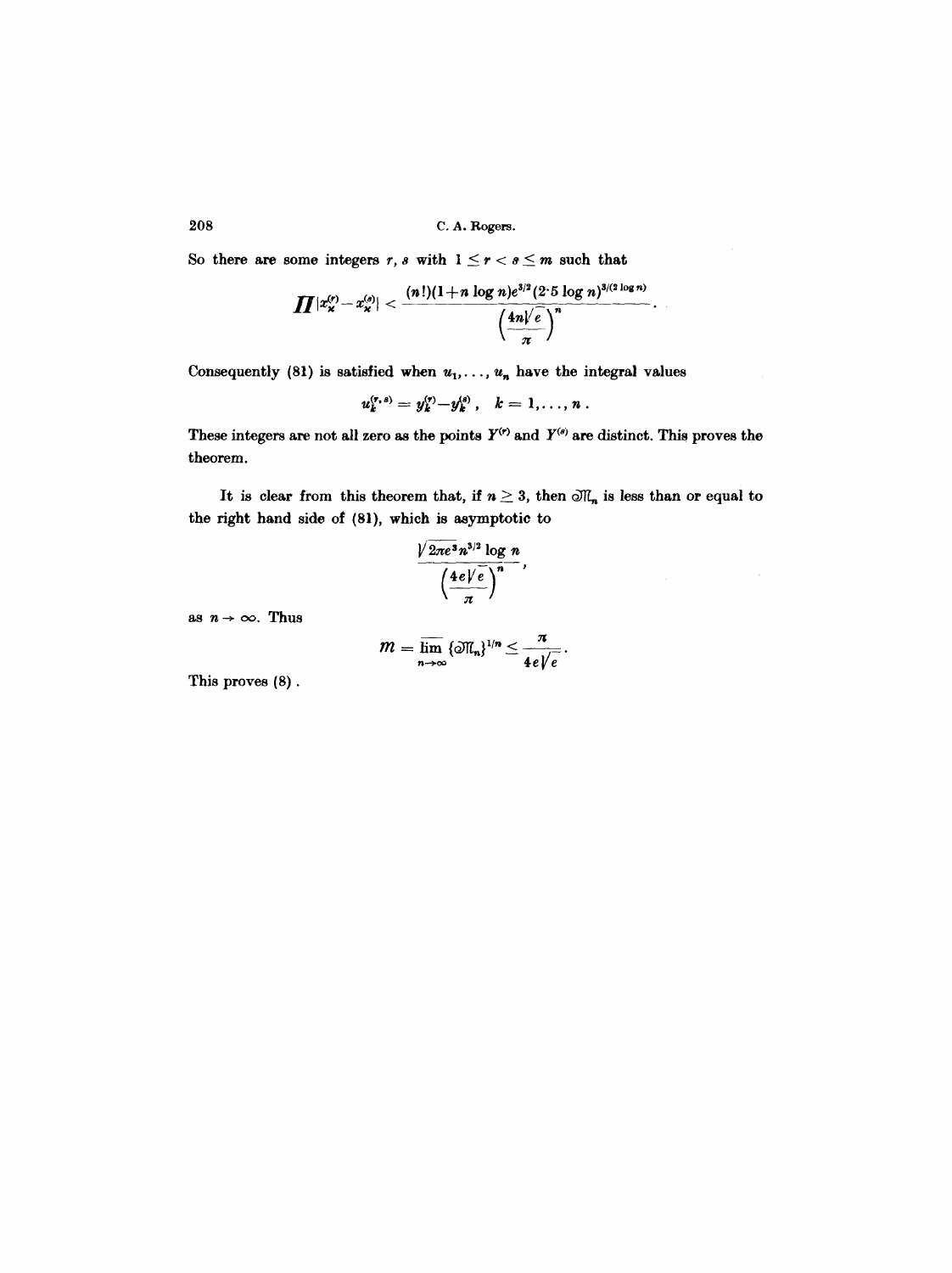So there are some integers $r, s$ with $1 \leq r < s \leq m$ such that

$$\prod |x_\varkappa^{(r)} - x_\varkappa^{(s)}| < \frac{(n!)(1+n \log n)e^{3/2}(2 \cdot 5 \log n)^{3/(2 \log n)}}{\left(\frac{4n\sqrt{e}}{\pi}\right)^n}.$$

Consequently (81) is satisfied when $u_1, \ldots, u_n$ have the integral values

$$u_k^{(r,s)} = y_k^{(r)} - y_k^{(s)}, \quad k = 1, \ldots, n.$$

These integers are not all zero as the points $Y^{(r)}$ and $Y^{(s)}$ are distinct. This proves the theorem.

It is clear from this theorem that, if $n \geq 3$, then $\mathfrak{M}_n$ is less than or equal to the right hand side of (81), which is asymptotic to

$$\frac{\sqrt{2\pi e^3}\, n^{3/2} \log n}{\left(\frac{4e\sqrt{e}}{\pi}\right)^n},$$

as $n \to \infty$. Thus

$$m = \overline{\lim_{n \to \infty}} \{\mathfrak{M}_n\}^{1/n} \leq \frac{\pi}{4e\sqrt{e}}.$$

This proves (8).